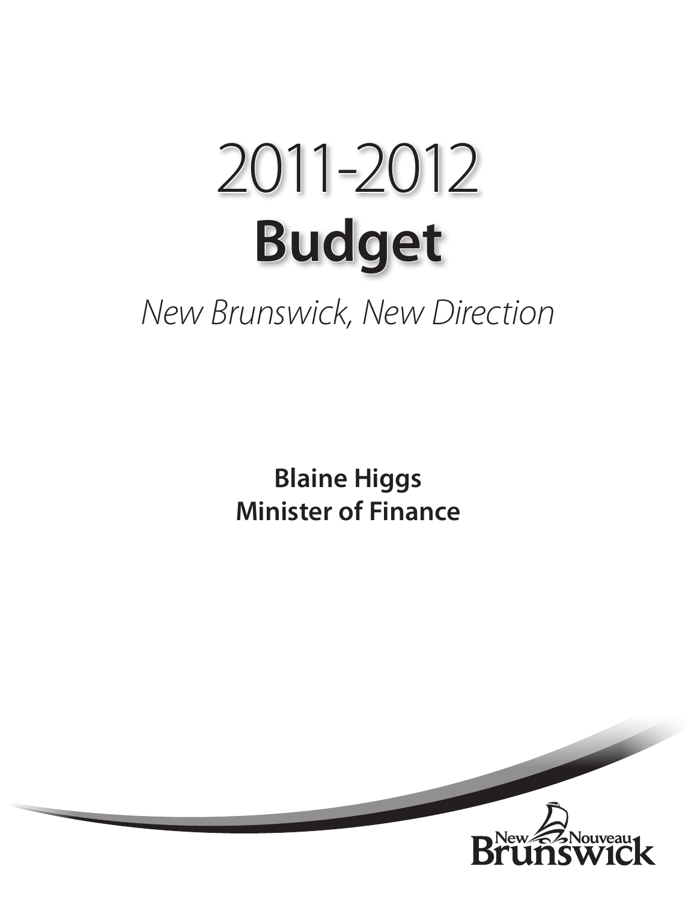# 2011-2012
# Budget

*New Brunswick, New Direction*

**Blaine Higgs**
**Minister of Finance**

New Nouveau Brunswick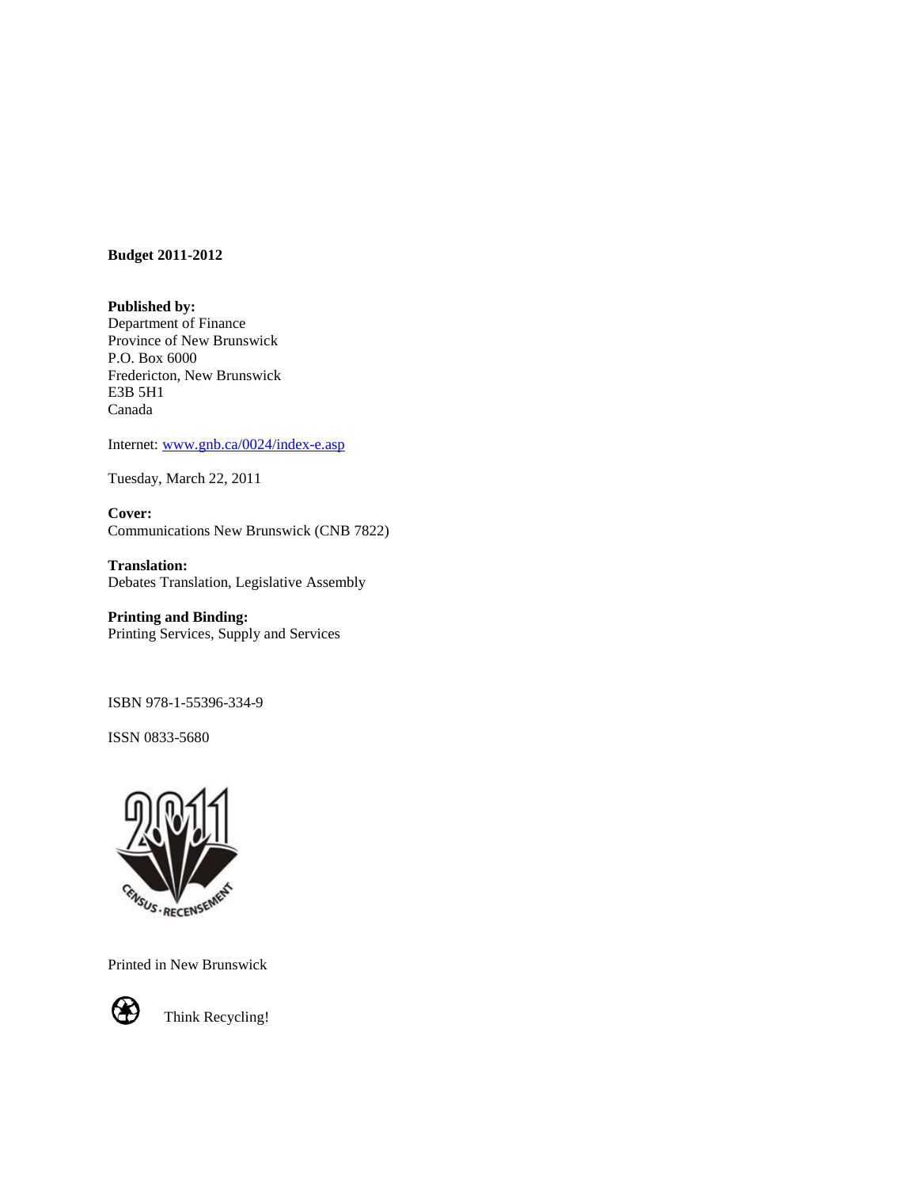**Budget 2011-2012**

**Published by:**
Department of Finance
Province of New Brunswick
P.O. Box 6000
Fredericton, New Brunswick
E3B 5H1
Canada

Internet: www.gnb.ca/0024/index-e.asp

Tuesday, March 22, 2011

**Cover:**
Communications New Brunswick (CNB 7822)

**Translation:**
Debates Translation, Legislative Assembly

**Printing and Binding:**
Printing Services, Supply and Services

ISBN 978-1-55396-334-9

ISSN 0833-5680

Printed in New Brunswick

Think Recycling!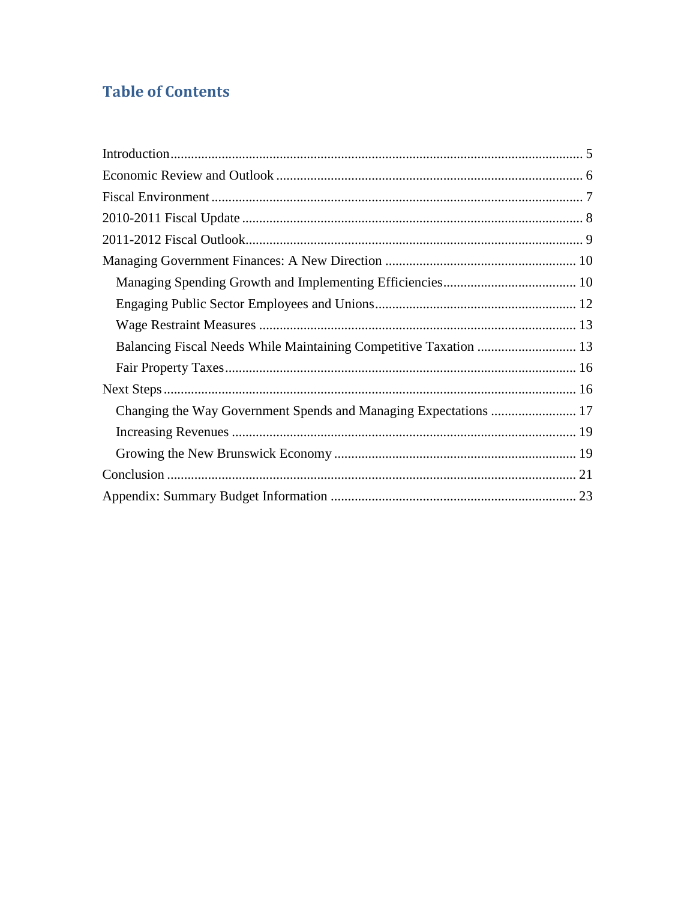# Table of Contents

Introduction ........................................................................................................................ 5
Economic Review and Outlook ......................................................................................... 6
Fiscal Environment ............................................................................................................ 7
2010-2011 Fiscal Update ................................................................................................... 8
2011-2012 Fiscal Outlook.................................................................................................. 9
Managing Government Finances: A New Direction ........................................................ 10
- Managing Spending Growth and Implementing Efficiencies....................................... 10
- Engaging Public Sector Employees and Unions.......................................................... 12
- Wage Restraint Measures ............................................................................................ 13
- Balancing Fiscal Needs While Maintaining Competitive Taxation ............................. 13
- Fair Property Taxes...................................................................................................... 16

Next Steps ........................................................................................................................ 16
- Changing the Way Government Spends and Managing Expectations ......................... 17
- Increasing Revenues .................................................................................................... 19
- Growing the New Brunswick Economy ...................................................................... 19

Conclusion ....................................................................................................................... 21
Appendix: Summary Budget Information ....................................................................... 23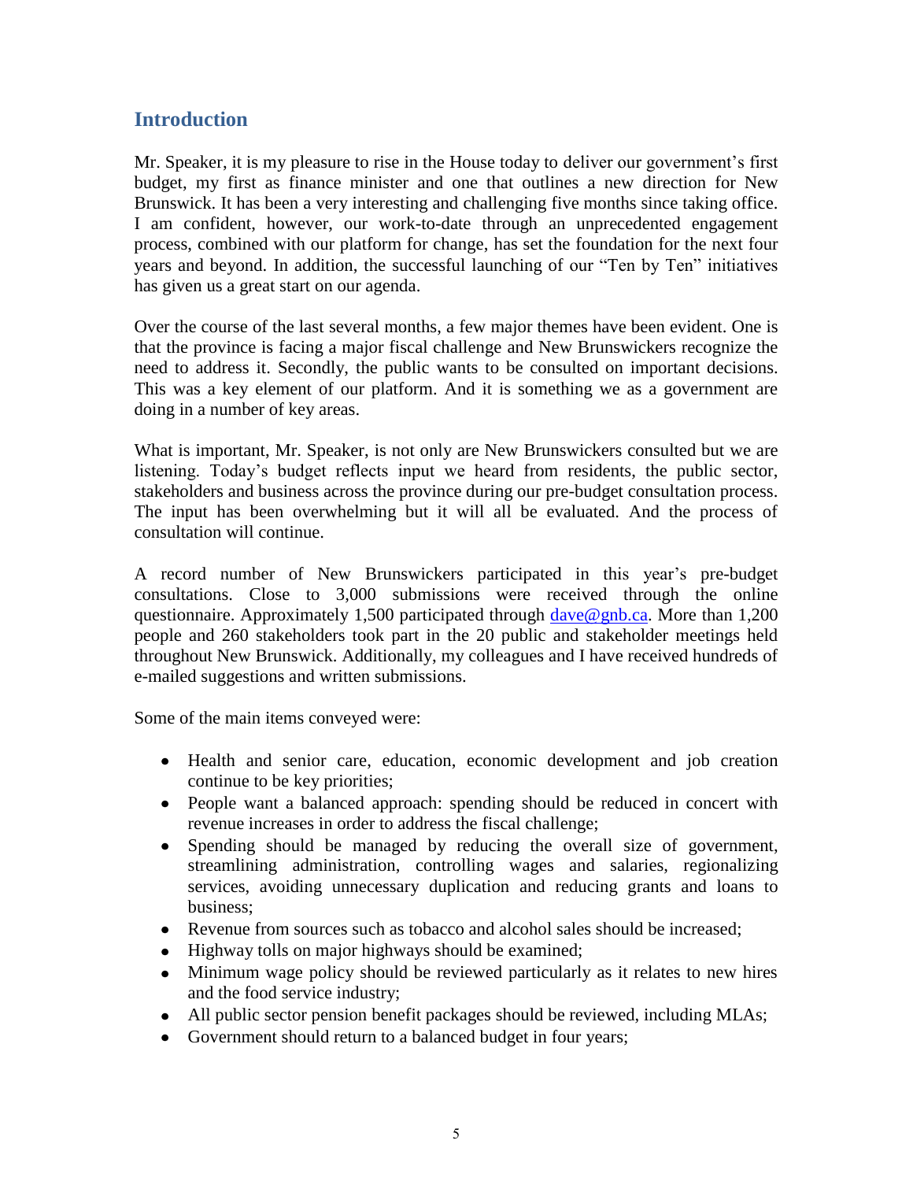## Introduction

Mr. Speaker, it is my pleasure to rise in the House today to deliver our government's first budget, my first as finance minister and one that outlines a new direction for New Brunswick. It has been a very interesting and challenging five months since taking office. I am confident, however, our work-to-date through an unprecedented engagement process, combined with our platform for change, has set the foundation for the next four years and beyond. In addition, the successful launching of our "Ten by Ten" initiatives has given us a great start on our agenda.

Over the course of the last several months, a few major themes have been evident. One is that the province is facing a major fiscal challenge and New Brunswickers recognize the need to address it. Secondly, the public wants to be consulted on important decisions. This was a key element of our platform. And it is something we as a government are doing in a number of key areas.

What is important, Mr. Speaker, is not only are New Brunswickers consulted but we are listening. Today's budget reflects input we heard from residents, the public sector, stakeholders and business across the province during our pre-budget consultation process. The input has been overwhelming but it will all be evaluated. And the process of consultation will continue.

A record number of New Brunswickers participated in this year's pre-budget consultations. Close to 3,000 submissions were received through the online questionnaire. Approximately 1,500 participated through dave@gnb.ca. More than 1,200 people and 260 stakeholders took part in the 20 public and stakeholder meetings held throughout New Brunswick. Additionally, my colleagues and I have received hundreds of e-mailed suggestions and written submissions.

Some of the main items conveyed were:

- Health and senior care, education, economic development and job creation continue to be key priorities;
- People want a balanced approach: spending should be reduced in concert with revenue increases in order to address the fiscal challenge;
- Spending should be managed by reducing the overall size of government, streamlining administration, controlling wages and salaries, regionalizing services, avoiding unnecessary duplication and reducing grants and loans to business;
- Revenue from sources such as tobacco and alcohol sales should be increased;
- Highway tolls on major highways should be examined;
- Minimum wage policy should be reviewed particularly as it relates to new hires and the food service industry;
- All public sector pension benefit packages should be reviewed, including MLAs;
- Government should return to a balanced budget in four years;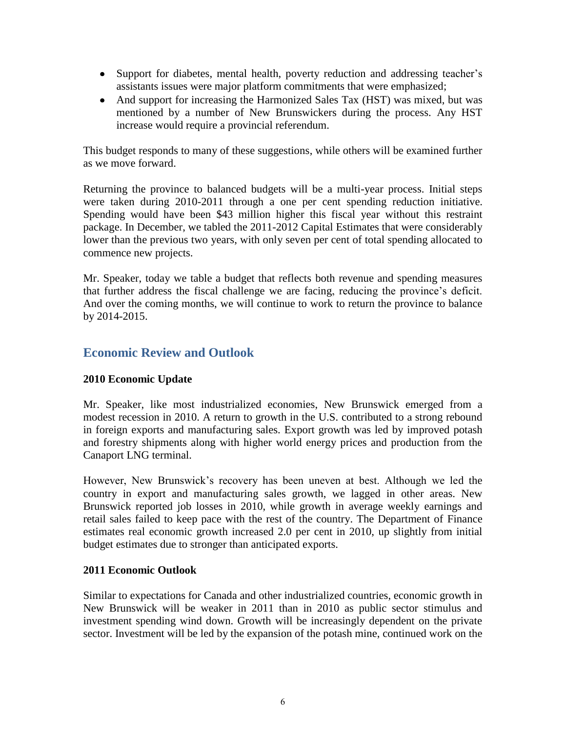- Support for diabetes, mental health, poverty reduction and addressing teacher's assistants issues were major platform commitments that were emphasized;
- And support for increasing the Harmonized Sales Tax (HST) was mixed, but was mentioned by a number of New Brunswickers during the process. Any HST increase would require a provincial referendum.

This budget responds to many of these suggestions, while others will be examined further as we move forward.

Returning the province to balanced budgets will be a multi-year process. Initial steps were taken during 2010-2011 through a one per cent spending reduction initiative. Spending would have been $43 million higher this fiscal year without this restraint package. In December, we tabled the 2011-2012 Capital Estimates that were considerably lower than the previous two years, with only seven per cent of total spending allocated to commence new projects.

Mr. Speaker, today we table a budget that reflects both revenue and spending measures that further address the fiscal challenge we are facing, reducing the province's deficit. And over the coming months, we will continue to work to return the province to balance by 2014-2015.

## Economic Review and Outlook

### 2010 Economic Update

Mr. Speaker, like most industrialized economies, New Brunswick emerged from a modest recession in 2010. A return to growth in the U.S. contributed to a strong rebound in foreign exports and manufacturing sales. Export growth was led by improved potash and forestry shipments along with higher world energy prices and production from the Canaport LNG terminal.

However, New Brunswick's recovery has been uneven at best. Although we led the country in export and manufacturing sales growth, we lagged in other areas. New Brunswick reported job losses in 2010, while growth in average weekly earnings and retail sales failed to keep pace with the rest of the country. The Department of Finance estimates real economic growth increased 2.0 per cent in 2010, up slightly from initial budget estimates due to stronger than anticipated exports.

### 2011 Economic Outlook

Similar to expectations for Canada and other industrialized countries, economic growth in New Brunswick will be weaker in 2011 than in 2010 as public sector stimulus and investment spending wind down. Growth will be increasingly dependent on the private sector. Investment will be led by the expansion of the potash mine, continued work on the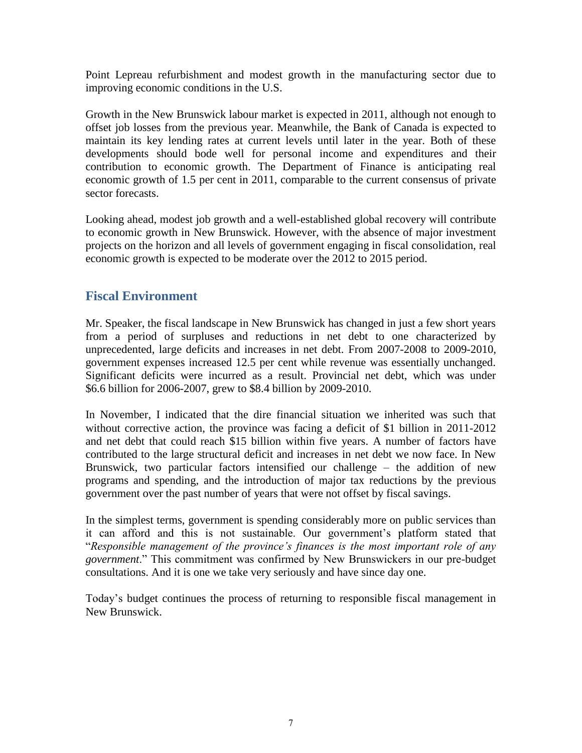Point Lepreau refurbishment and modest growth in the manufacturing sector due to improving economic conditions in the U.S.

Growth in the New Brunswick labour market is expected in 2011, although not enough to offset job losses from the previous year. Meanwhile, the Bank of Canada is expected to maintain its key lending rates at current levels until later in the year. Both of these developments should bode well for personal income and expenditures and their contribution to economic growth. The Department of Finance is anticipating real economic growth of 1.5 per cent in 2011, comparable to the current consensus of private sector forecasts.

Looking ahead, modest job growth and a well-established global recovery will contribute to economic growth in New Brunswick. However, with the absence of major investment projects on the horizon and all levels of government engaging in fiscal consolidation, real economic growth is expected to be moderate over the 2012 to 2015 period.

## Fiscal Environment

Mr. Speaker, the fiscal landscape in New Brunswick has changed in just a few short years from a period of surpluses and reductions in net debt to one characterized by unprecedented, large deficits and increases in net debt. From 2007-2008 to 2009-2010, government expenses increased 12.5 per cent while revenue was essentially unchanged. Significant deficits were incurred as a result. Provincial net debt, which was under \$6.6 billion for 2006-2007, grew to \$8.4 billion by 2009-2010.

In November, I indicated that the dire financial situation we inherited was such that without corrective action, the province was facing a deficit of \$1 billion in 2011-2012 and net debt that could reach \$15 billion within five years. A number of factors have contributed to the large structural deficit and increases in net debt we now face. In New Brunswick, two particular factors intensified our challenge – the addition of new programs and spending, and the introduction of major tax reductions by the previous government over the past number of years that were not offset by fiscal savings.

In the simplest terms, government is spending considerably more on public services than it can afford and this is not sustainable. Our government's platform stated that "*Responsible management of the province's finances is the most important role of any government*." This commitment was confirmed by New Brunswickers in our pre-budget consultations. And it is one we take very seriously and have since day one.

Today's budget continues the process of returning to responsible fiscal management in New Brunswick.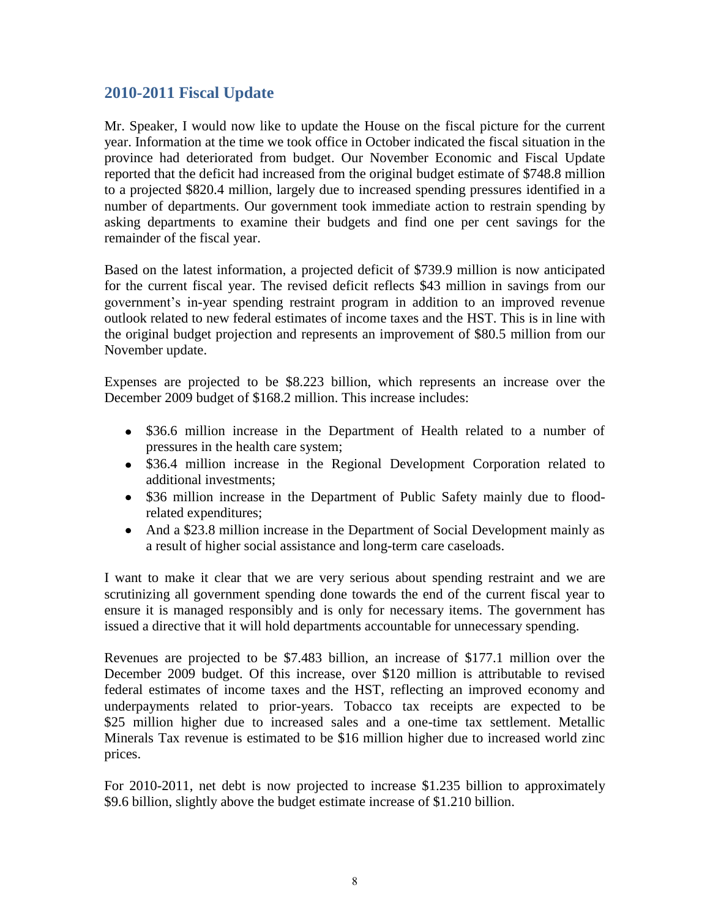## 2010-2011 Fiscal Update

Mr. Speaker, I would now like to update the House on the fiscal picture for the current year. Information at the time we took office in October indicated the fiscal situation in the province had deteriorated from budget. Our November Economic and Fiscal Update reported that the deficit had increased from the original budget estimate of $748.8 million to a projected $820.4 million, largely due to increased spending pressures identified in a number of departments. Our government took immediate action to restrain spending by asking departments to examine their budgets and find one per cent savings for the remainder of the fiscal year.

Based on the latest information, a projected deficit of $739.9 million is now anticipated for the current fiscal year. The revised deficit reflects $43 million in savings from our government's in-year spending restraint program in addition to an improved revenue outlook related to new federal estimates of income taxes and the HST. This is in line with the original budget projection and represents an improvement of $80.5 million from our November update.

Expenses are projected to be $8.223 billion, which represents an increase over the December 2009 budget of $168.2 million. This increase includes:

- $36.6 million increase in the Department of Health related to a number of pressures in the health care system;
- $36.4 million increase in the Regional Development Corporation related to additional investments;
- $36 million increase in the Department of Public Safety mainly due to flood-related expenditures;
- And a $23.8 million increase in the Department of Social Development mainly as a result of higher social assistance and long-term care caseloads.

I want to make it clear that we are very serious about spending restraint and we are scrutinizing all government spending done towards the end of the current fiscal year to ensure it is managed responsibly and is only for necessary items. The government has issued a directive that it will hold departments accountable for unnecessary spending.

Revenues are projected to be $7.483 billion, an increase of $177.1 million over the December 2009 budget. Of this increase, over $120 million is attributable to revised federal estimates of income taxes and the HST, reflecting an improved economy and underpayments related to prior-years. Tobacco tax receipts are expected to be $25 million higher due to increased sales and a one-time tax settlement. Metallic Minerals Tax revenue is estimated to be $16 million higher due to increased world zinc prices.

For 2010-2011, net debt is now projected to increase $1.235 billion to approximately $9.6 billion, slightly above the budget estimate increase of $1.210 billion.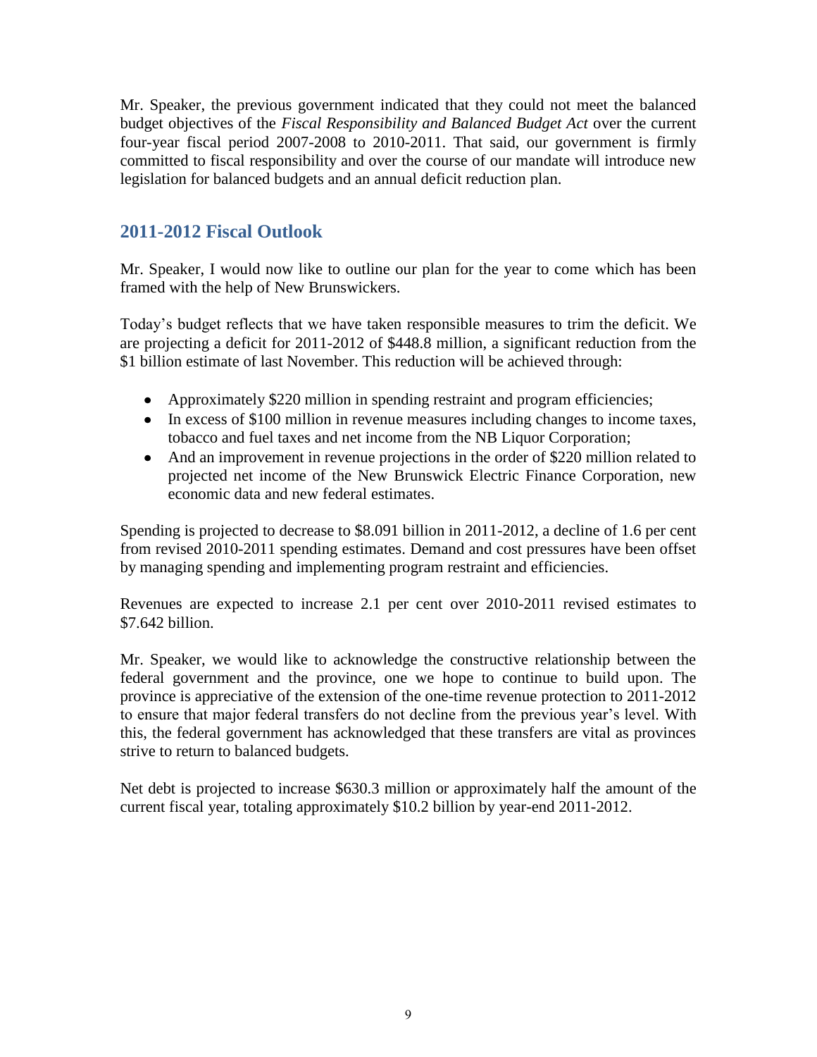Mr. Speaker, the previous government indicated that they could not meet the balanced budget objectives of the *Fiscal Responsibility and Balanced Budget Act* over the current four-year fiscal period 2007-2008 to 2010-2011. That said, our government is firmly committed to fiscal responsibility and over the course of our mandate will introduce new legislation for balanced budgets and an annual deficit reduction plan.

## 2011-2012 Fiscal Outlook

Mr. Speaker, I would now like to outline our plan for the year to come which has been framed with the help of New Brunswickers.

Today's budget reflects that we have taken responsible measures to trim the deficit. We are projecting a deficit for 2011-2012 of $448.8 million, a significant reduction from the $1 billion estimate of last November. This reduction will be achieved through:

- Approximately $220 million in spending restraint and program efficiencies;
- In excess of $100 million in revenue measures including changes to income taxes, tobacco and fuel taxes and net income from the NB Liquor Corporation;
- And an improvement in revenue projections in the order of $220 million related to projected net income of the New Brunswick Electric Finance Corporation, new economic data and new federal estimates.

Spending is projected to decrease to $8.091 billion in 2011-2012, a decline of 1.6 per cent from revised 2010-2011 spending estimates. Demand and cost pressures have been offset by managing spending and implementing program restraint and efficiencies.

Revenues are expected to increase 2.1 per cent over 2010-2011 revised estimates to $7.642 billion.

Mr. Speaker, we would like to acknowledge the constructive relationship between the federal government and the province, one we hope to continue to build upon. The province is appreciative of the extension of the one-time revenue protection to 2011-2012 to ensure that major federal transfers do not decline from the previous year's level. With this, the federal government has acknowledged that these transfers are vital as provinces strive to return to balanced budgets.

Net debt is projected to increase $630.3 million or approximately half the amount of the current fiscal year, totaling approximately $10.2 billion by year-end 2011-2012.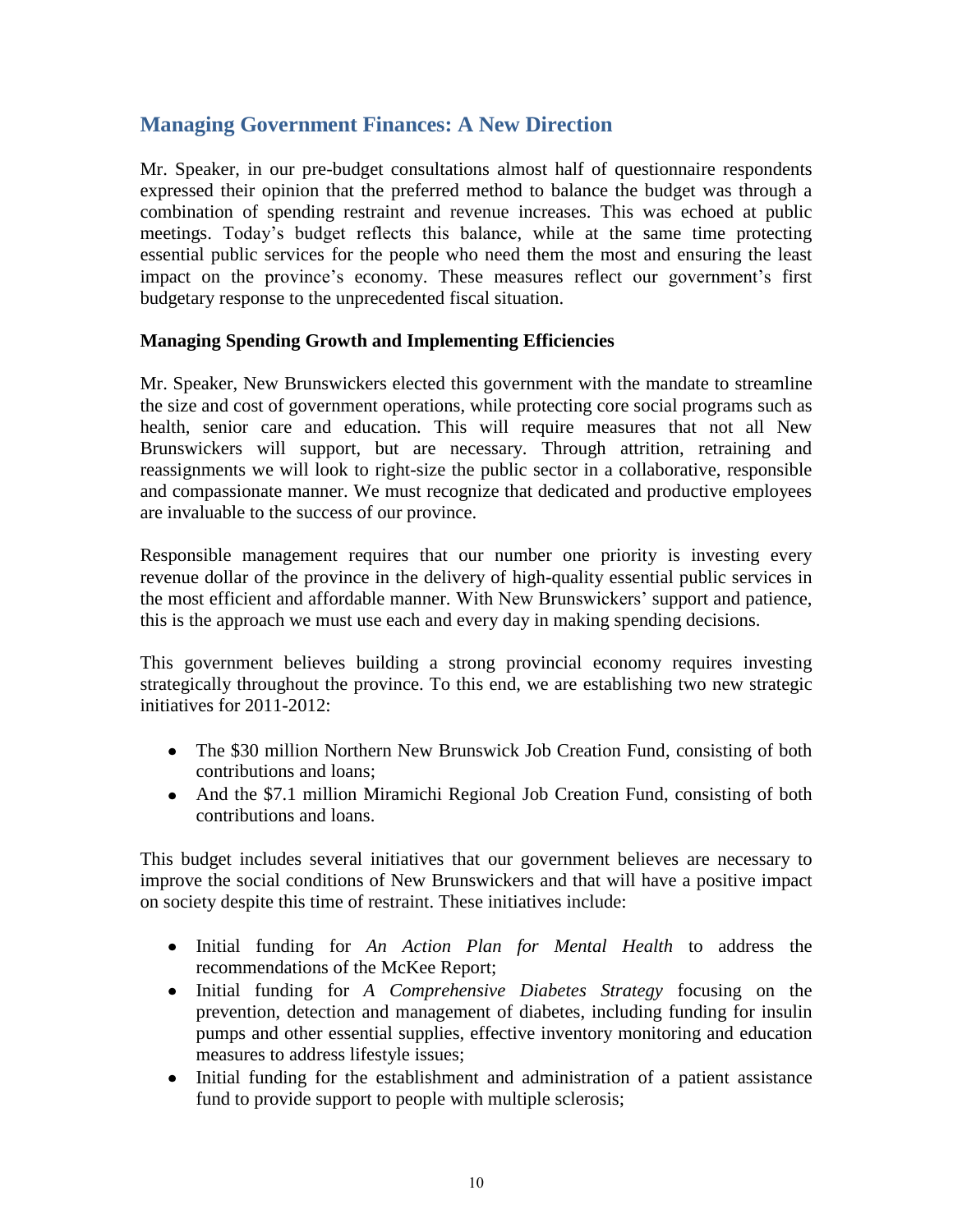## Managing Government Finances: A New Direction

Mr. Speaker, in our pre-budget consultations almost half of questionnaire respondents expressed their opinion that the preferred method to balance the budget was through a combination of spending restraint and revenue increases. This was echoed at public meetings. Today's budget reflects this balance, while at the same time protecting essential public services for the people who need them the most and ensuring the least impact on the province's economy. These measures reflect our government's first budgetary response to the unprecedented fiscal situation.

### Managing Spending Growth and Implementing Efficiencies

Mr. Speaker, New Brunswickers elected this government with the mandate to streamline the size and cost of government operations, while protecting core social programs such as health, senior care and education. This will require measures that not all New Brunswickers will support, but are necessary. Through attrition, retraining and reassignments we will look to right-size the public sector in a collaborative, responsible and compassionate manner. We must recognize that dedicated and productive employees are invaluable to the success of our province.

Responsible management requires that our number one priority is investing every revenue dollar of the province in the delivery of high-quality essential public services in the most efficient and affordable manner. With New Brunswickers' support and patience, this is the approach we must use each and every day in making spending decisions.

This government believes building a strong provincial economy requires investing strategically throughout the province. To this end, we are establishing two new strategic initiatives for 2011-2012:

- The $30 million Northern New Brunswick Job Creation Fund, consisting of both contributions and loans;
- And the $7.1 million Miramichi Regional Job Creation Fund, consisting of both contributions and loans.

This budget includes several initiatives that our government believes are necessary to improve the social conditions of New Brunswickers and that will have a positive impact on society despite this time of restraint. These initiatives include:

- Initial funding for *An Action Plan for Mental Health* to address the recommendations of the McKee Report;
- Initial funding for *A Comprehensive Diabetes Strategy* focusing on the prevention, detection and management of diabetes, including funding for insulin pumps and other essential supplies, effective inventory monitoring and education measures to address lifestyle issues;
- Initial funding for the establishment and administration of a patient assistance fund to provide support to people with multiple sclerosis;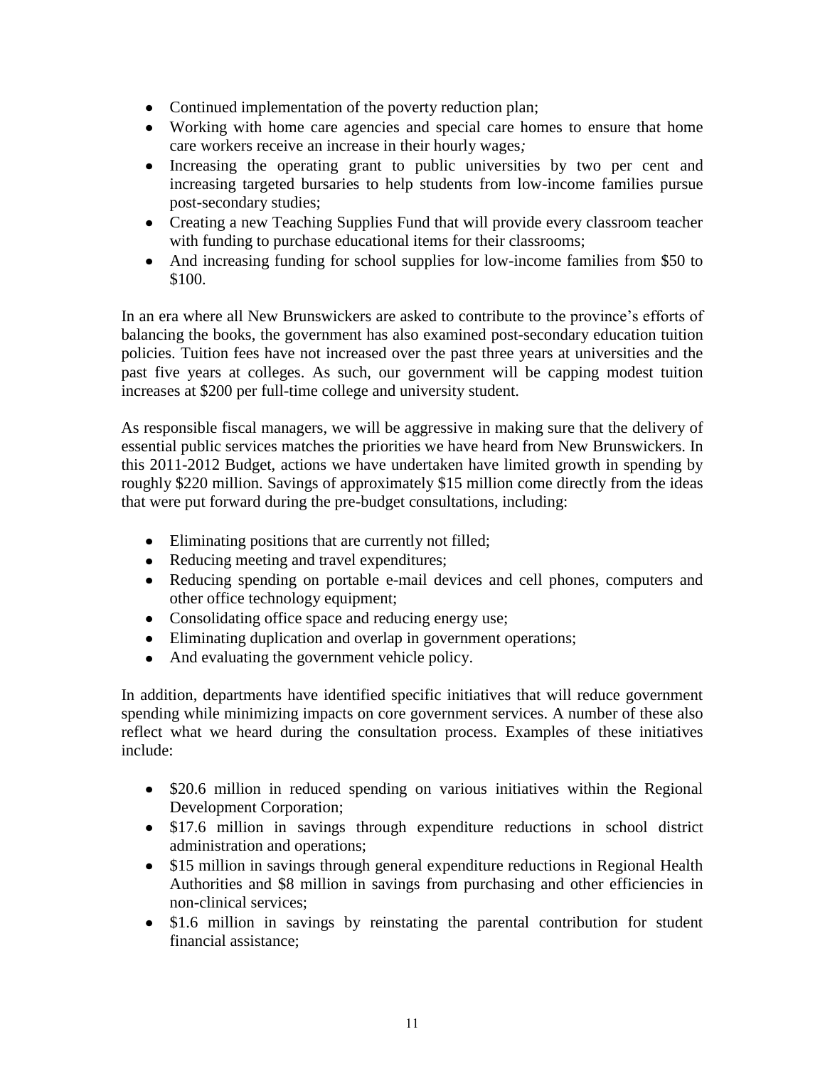- Continued implementation of the poverty reduction plan;
- Working with home care agencies and special care homes to ensure that home care workers receive an increase in their hourly wages*;*
- Increasing the operating grant to public universities by two per cent and increasing targeted bursaries to help students from low-income families pursue post-secondary studies;
- Creating a new Teaching Supplies Fund that will provide every classroom teacher with funding to purchase educational items for their classrooms;
- And increasing funding for school supplies for low-income families from $50 to $100.

In an era where all New Brunswickers are asked to contribute to the province's efforts of balancing the books, the government has also examined post-secondary education tuition policies. Tuition fees have not increased over the past three years at universities and the past five years at colleges. As such, our government will be capping modest tuition increases at $200 per full-time college and university student.

As responsible fiscal managers, we will be aggressive in making sure that the delivery of essential public services matches the priorities we have heard from New Brunswickers. In this 2011-2012 Budget, actions we have undertaken have limited growth in spending by roughly $220 million. Savings of approximately $15 million come directly from the ideas that were put forward during the pre-budget consultations, including:

- Eliminating positions that are currently not filled;
- Reducing meeting and travel expenditures;
- Reducing spending on portable e-mail devices and cell phones, computers and other office technology equipment;
- Consolidating office space and reducing energy use;
- Eliminating duplication and overlap in government operations;
- And evaluating the government vehicle policy.

In addition, departments have identified specific initiatives that will reduce government spending while minimizing impacts on core government services. A number of these also reflect what we heard during the consultation process. Examples of these initiatives include:

- $20.6 million in reduced spending on various initiatives within the Regional Development Corporation;
- $17.6 million in savings through expenditure reductions in school district administration and operations;
- $15 million in savings through general expenditure reductions in Regional Health Authorities and $8 million in savings from purchasing and other efficiencies in non-clinical services;
- $1.6 million in savings by reinstating the parental contribution for student financial assistance;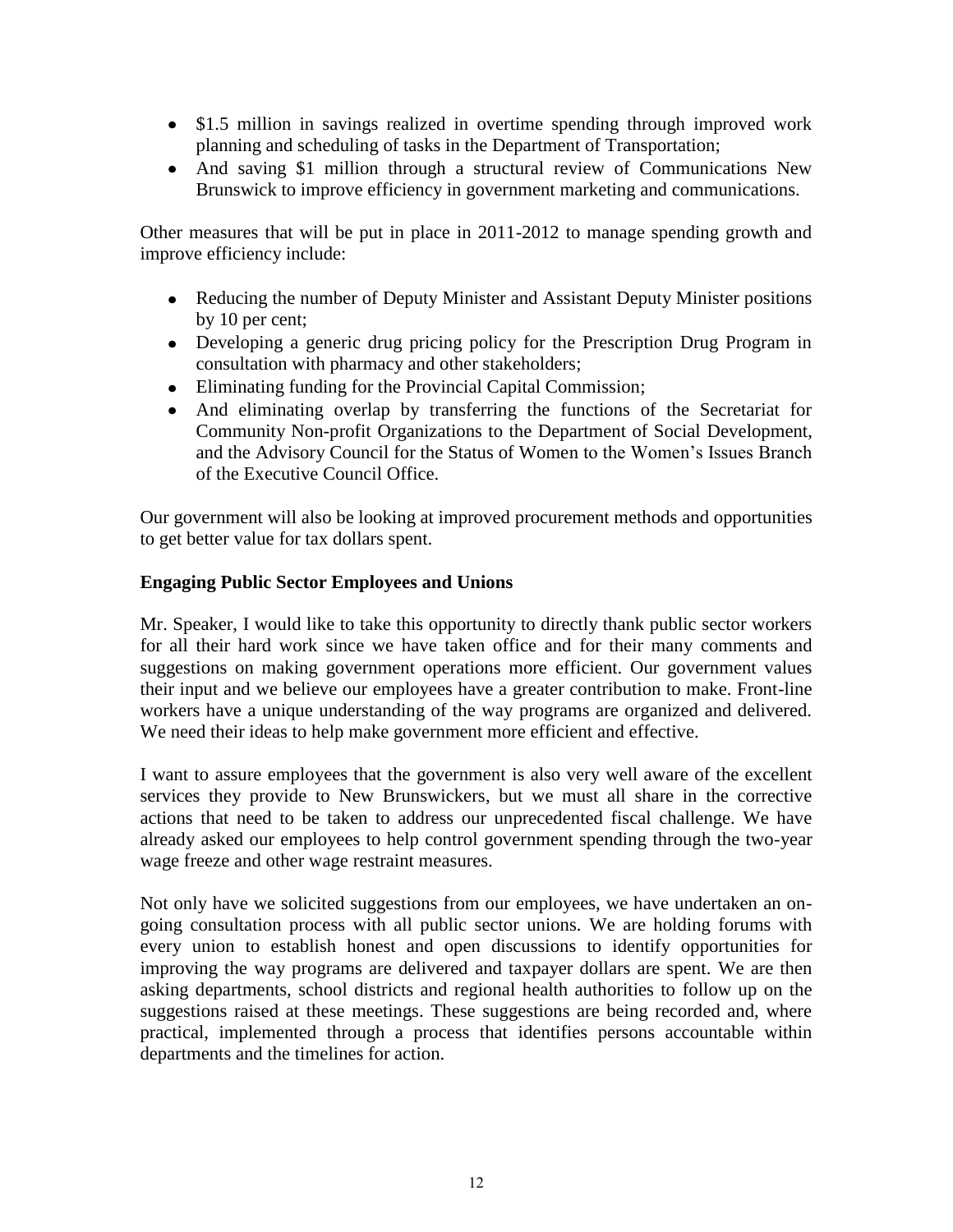- $1.5 million in savings realized in overtime spending through improved work planning and scheduling of tasks in the Department of Transportation;
- And saving $1 million through a structural review of Communications New Brunswick to improve efficiency in government marketing and communications.

Other measures that will be put in place in 2011-2012 to manage spending growth and improve efficiency include:

- Reducing the number of Deputy Minister and Assistant Deputy Minister positions by 10 per cent;
- Developing a generic drug pricing policy for the Prescription Drug Program in consultation with pharmacy and other stakeholders;
- Eliminating funding for the Provincial Capital Commission;
- And eliminating overlap by transferring the functions of the Secretariat for Community Non-profit Organizations to the Department of Social Development, and the Advisory Council for the Status of Women to the Women's Issues Branch of the Executive Council Office.

Our government will also be looking at improved procurement methods and opportunities to get better value for tax dollars spent.

**Engaging Public Sector Employees and Unions**

Mr. Speaker, I would like to take this opportunity to directly thank public sector workers for all their hard work since we have taken office and for their many comments and suggestions on making government operations more efficient. Our government values their input and we believe our employees have a greater contribution to make. Front-line workers have a unique understanding of the way programs are organized and delivered. We need their ideas to help make government more efficient and effective.

I want to assure employees that the government is also very well aware of the excellent services they provide to New Brunswickers, but we must all share in the corrective actions that need to be taken to address our unprecedented fiscal challenge. We have already asked our employees to help control government spending through the two-year wage freeze and other wage restraint measures.

Not only have we solicited suggestions from our employees, we have undertaken an on-going consultation process with all public sector unions. We are holding forums with every union to establish honest and open discussions to identify opportunities for improving the way programs are delivered and taxpayer dollars are spent. We are then asking departments, school districts and regional health authorities to follow up on the suggestions raised at these meetings. These suggestions are being recorded and, where practical, implemented through a process that identifies persons accountable within departments and the timelines for action.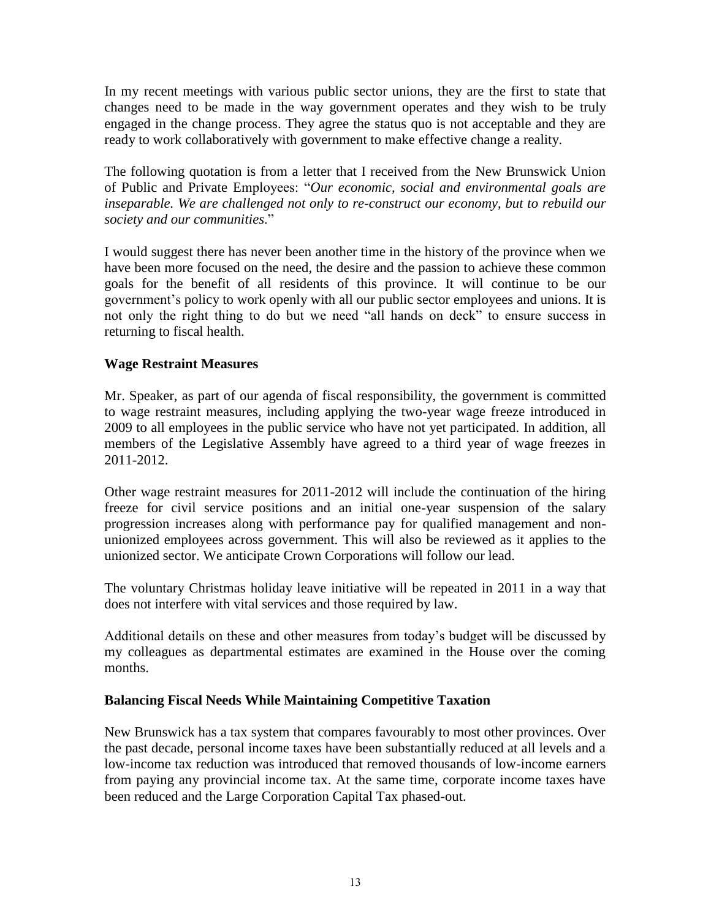In my recent meetings with various public sector unions, they are the first to state that changes need to be made in the way government operates and they wish to be truly engaged in the change process. They agree the status quo is not acceptable and they are ready to work collaboratively with government to make effective change a reality.

The following quotation is from a letter that I received from the New Brunswick Union of Public and Private Employees: "*Our economic, social and environmental goals are inseparable. We are challenged not only to re-construct our economy, but to rebuild our society and our communities*."

I would suggest there has never been another time in the history of the province when we have been more focused on the need, the desire and the passion to achieve these common goals for the benefit of all residents of this province. It will continue to be our government's policy to work openly with all our public sector employees and unions. It is not only the right thing to do but we need "all hands on deck" to ensure success in returning to fiscal health.

## Wage Restraint Measures

Mr. Speaker, as part of our agenda of fiscal responsibility, the government is committed to wage restraint measures, including applying the two-year wage freeze introduced in 2009 to all employees in the public service who have not yet participated. In addition, all members of the Legislative Assembly have agreed to a third year of wage freezes in 2011-2012.

Other wage restraint measures for 2011-2012 will include the continuation of the hiring freeze for civil service positions and an initial one-year suspension of the salary progression increases along with performance pay for qualified management and non-unionized employees across government. This will also be reviewed as it applies to the unionized sector. We anticipate Crown Corporations will follow our lead.

The voluntary Christmas holiday leave initiative will be repeated in 2011 in a way that does not interfere with vital services and those required by law.

Additional details on these and other measures from today's budget will be discussed by my colleagues as departmental estimates are examined in the House over the coming months.

## Balancing Fiscal Needs While Maintaining Competitive Taxation

New Brunswick has a tax system that compares favourably to most other provinces. Over the past decade, personal income taxes have been substantially reduced at all levels and a low-income tax reduction was introduced that removed thousands of low-income earners from paying any provincial income tax. At the same time, corporate income taxes have been reduced and the Large Corporation Capital Tax phased-out.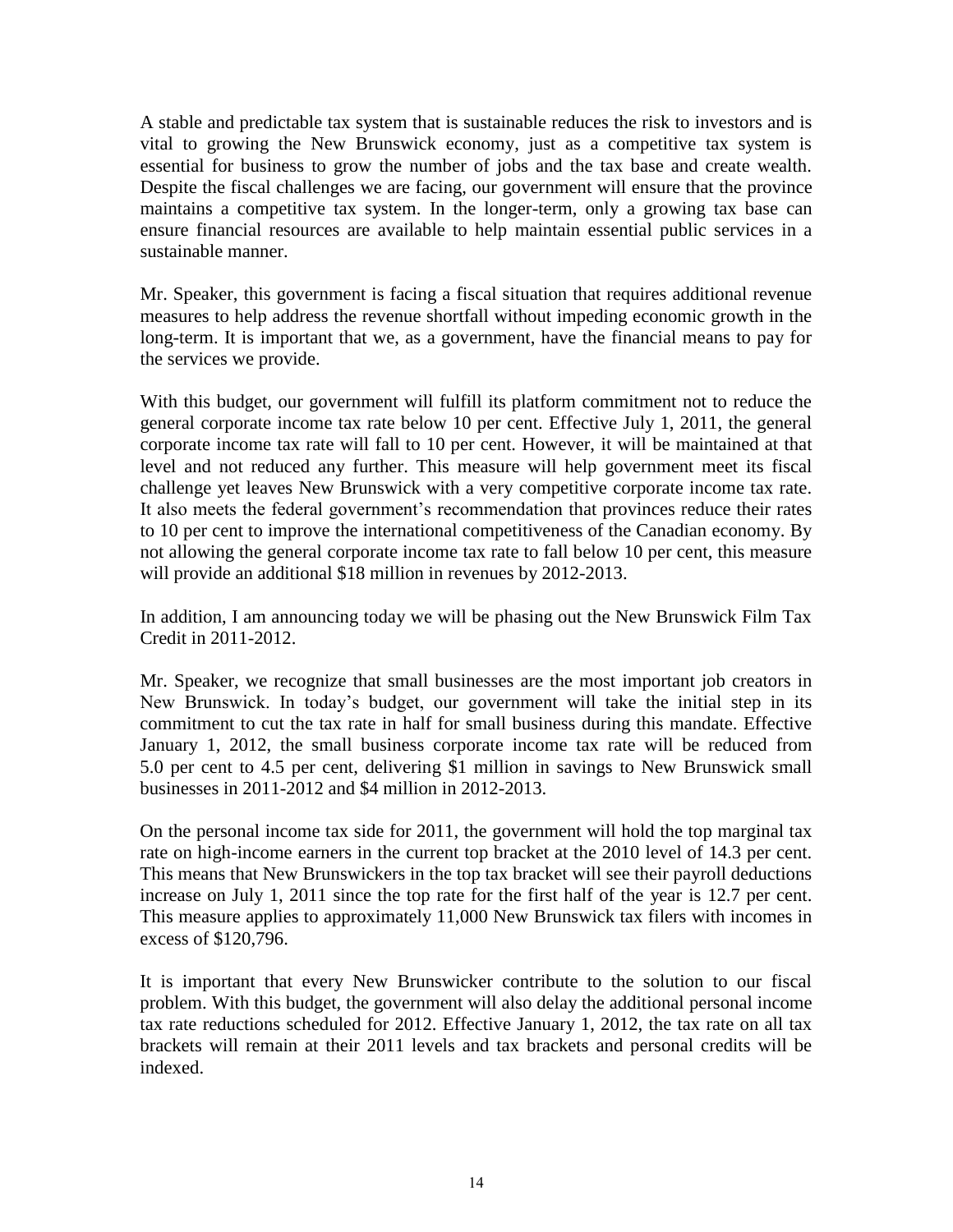A stable and predictable tax system that is sustainable reduces the risk to investors and is vital to growing the New Brunswick economy, just as a competitive tax system is essential for business to grow the number of jobs and the tax base and create wealth. Despite the fiscal challenges we are facing, our government will ensure that the province maintains a competitive tax system. In the longer-term, only a growing tax base can ensure financial resources are available to help maintain essential public services in a sustainable manner.

Mr. Speaker, this government is facing a fiscal situation that requires additional revenue measures to help address the revenue shortfall without impeding economic growth in the long-term. It is important that we, as a government, have the financial means to pay for the services we provide.

With this budget, our government will fulfill its platform commitment not to reduce the general corporate income tax rate below 10 per cent. Effective July 1, 2011, the general corporate income tax rate will fall to 10 per cent. However, it will be maintained at that level and not reduced any further. This measure will help government meet its fiscal challenge yet leaves New Brunswick with a very competitive corporate income tax rate. It also meets the federal government's recommendation that provinces reduce their rates to 10 per cent to improve the international competitiveness of the Canadian economy. By not allowing the general corporate income tax rate to fall below 10 per cent, this measure will provide an additional $18 million in revenues by 2012-2013.

In addition, I am announcing today we will be phasing out the New Brunswick Film Tax Credit in 2011-2012.

Mr. Speaker, we recognize that small businesses are the most important job creators in New Brunswick. In today's budget, our government will take the initial step in its commitment to cut the tax rate in half for small business during this mandate. Effective January 1, 2012, the small business corporate income tax rate will be reduced from 5.0 per cent to 4.5 per cent, delivering $1 million in savings to New Brunswick small businesses in 2011-2012 and $4 million in 2012-2013.

On the personal income tax side for 2011, the government will hold the top marginal tax rate on high-income earners in the current top bracket at the 2010 level of 14.3 per cent. This means that New Brunswickers in the top tax bracket will see their payroll deductions increase on July 1, 2011 since the top rate for the first half of the year is 12.7 per cent. This measure applies to approximately 11,000 New Brunswick tax filers with incomes in excess of $120,796.

It is important that every New Brunswicker contribute to the solution to our fiscal problem. With this budget, the government will also delay the additional personal income tax rate reductions scheduled for 2012. Effective January 1, 2012, the tax rate on all tax brackets will remain at their 2011 levels and tax brackets and personal credits will be indexed.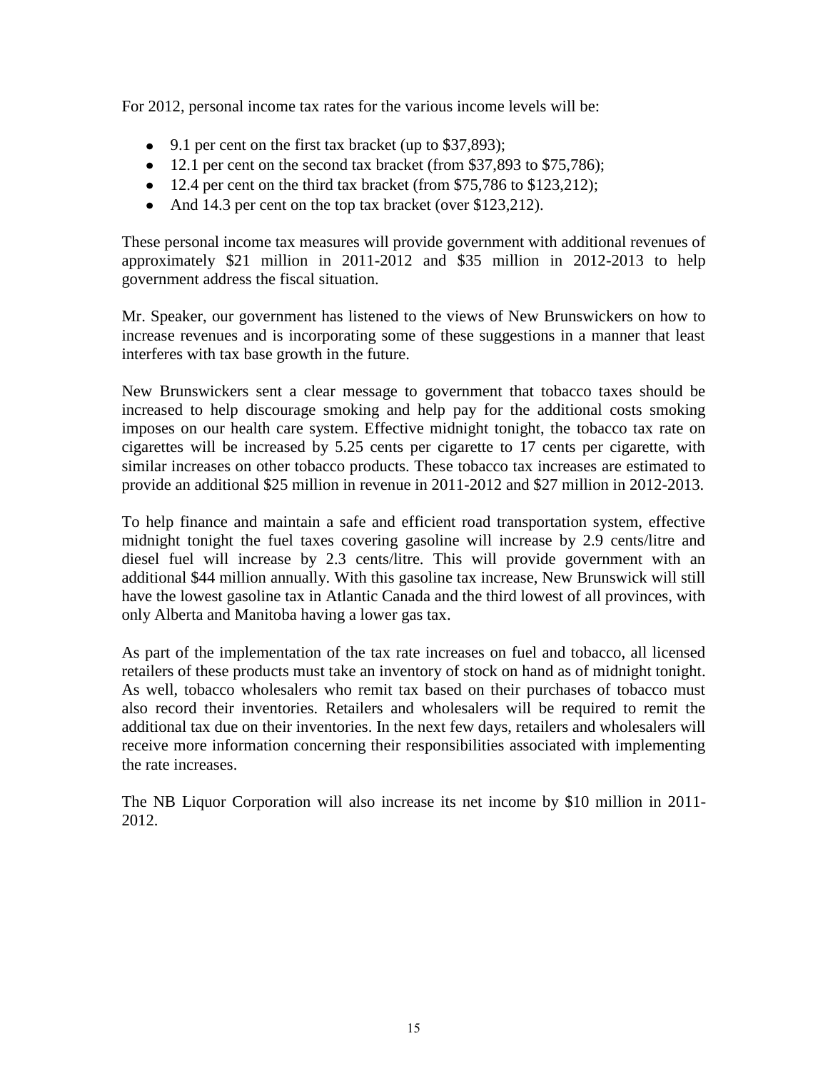For 2012, personal income tax rates for the various income levels will be:

- 9.1 per cent on the first tax bracket (up to $37,893);
- 12.1 per cent on the second tax bracket (from $37,893 to $75,786);
- 12.4 per cent on the third tax bracket (from $75,786 to $123,212);
- And 14.3 per cent on the top tax bracket (over $123,212).

These personal income tax measures will provide government with additional revenues of approximately $21 million in 2011-2012 and $35 million in 2012-2013 to help government address the fiscal situation.

Mr. Speaker, our government has listened to the views of New Brunswickers on how to increase revenues and is incorporating some of these suggestions in a manner that least interferes with tax base growth in the future.

New Brunswickers sent a clear message to government that tobacco taxes should be increased to help discourage smoking and help pay for the additional costs smoking imposes on our health care system. Effective midnight tonight, the tobacco tax rate on cigarettes will be increased by 5.25 cents per cigarette to 17 cents per cigarette, with similar increases on other tobacco products. These tobacco tax increases are estimated to provide an additional $25 million in revenue in 2011-2012 and $27 million in 2012-2013.

To help finance and maintain a safe and efficient road transportation system, effective midnight tonight the fuel taxes covering gasoline will increase by 2.9 cents/litre and diesel fuel will increase by 2.3 cents/litre. This will provide government with an additional $44 million annually. With this gasoline tax increase, New Brunswick will still have the lowest gasoline tax in Atlantic Canada and the third lowest of all provinces, with only Alberta and Manitoba having a lower gas tax.

As part of the implementation of the tax rate increases on fuel and tobacco, all licensed retailers of these products must take an inventory of stock on hand as of midnight tonight. As well, tobacco wholesalers who remit tax based on their purchases of tobacco must also record their inventories. Retailers and wholesalers will be required to remit the additional tax due on their inventories. In the next few days, retailers and wholesalers will receive more information concerning their responsibilities associated with implementing the rate increases.

The NB Liquor Corporation will also increase its net income by $10 million in 2011-2012.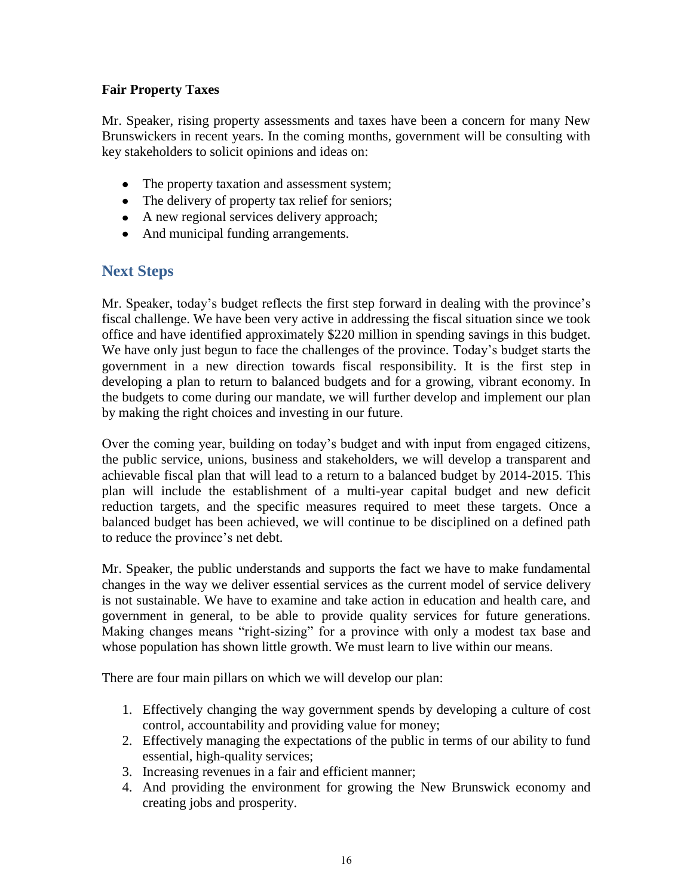**Fair Property Taxes**

Mr. Speaker, rising property assessments and taxes have been a concern for many New Brunswickers in recent years. In the coming months, government will be consulting with key stakeholders to solicit opinions and ideas on:

- The property taxation and assessment system;
- The delivery of property tax relief for seniors;
- A new regional services delivery approach;
- And municipal funding arrangements.

## Next Steps

Mr. Speaker, today's budget reflects the first step forward in dealing with the province's fiscal challenge. We have been very active in addressing the fiscal situation since we took office and have identified approximately $220 million in spending savings in this budget. We have only just begun to face the challenges of the province. Today's budget starts the government in a new direction towards fiscal responsibility. It is the first step in developing a plan to return to balanced budgets and for a growing, vibrant economy. In the budgets to come during our mandate, we will further develop and implement our plan by making the right choices and investing in our future.

Over the coming year, building on today's budget and with input from engaged citizens, the public service, unions, business and stakeholders, we will develop a transparent and achievable fiscal plan that will lead to a return to a balanced budget by 2014-2015. This plan will include the establishment of a multi-year capital budget and new deficit reduction targets, and the specific measures required to meet these targets. Once a balanced budget has been achieved, we will continue to be disciplined on a defined path to reduce the province's net debt.

Mr. Speaker, the public understands and supports the fact we have to make fundamental changes in the way we deliver essential services as the current model of service delivery is not sustainable. We have to examine and take action in education and health care, and government in general, to be able to provide quality services for future generations. Making changes means "right-sizing" for a province with only a modest tax base and whose population has shown little growth. We must learn to live within our means.

There are four main pillars on which we will develop our plan:

1. Effectively changing the way government spends by developing a culture of cost control, accountability and providing value for money;
2. Effectively managing the expectations of the public in terms of our ability to fund essential, high-quality services;
3. Increasing revenues in a fair and efficient manner;
4. And providing the environment for growing the New Brunswick economy and creating jobs and prosperity.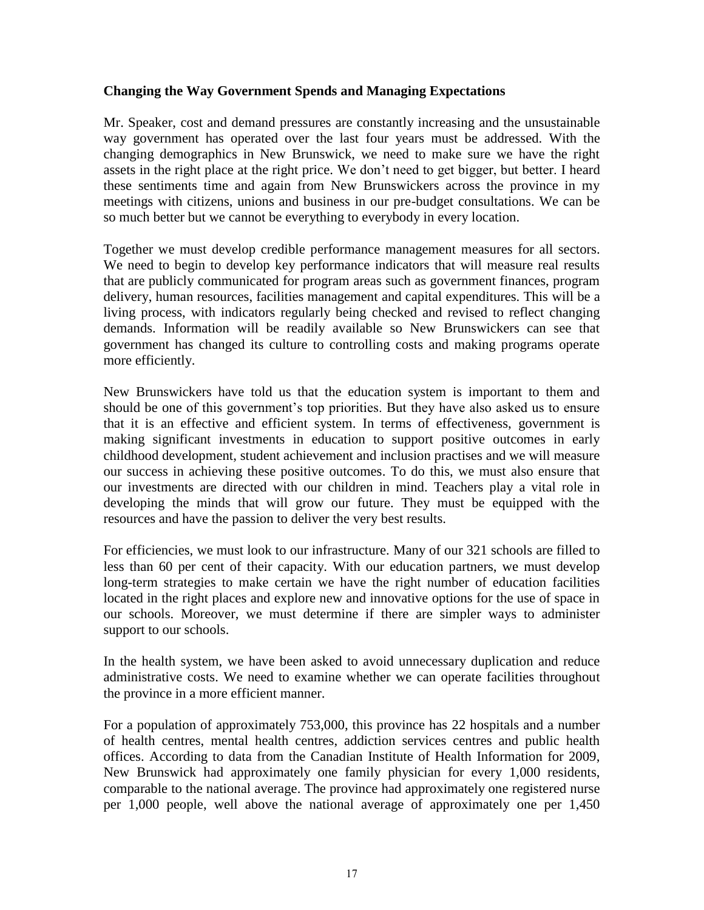**Changing the Way Government Spends and Managing Expectations**

Mr. Speaker, cost and demand pressures are constantly increasing and the unsustainable way government has operated over the last four years must be addressed. With the changing demographics in New Brunswick, we need to make sure we have the right assets in the right place at the right price. We don't need to get bigger, but better. I heard these sentiments time and again from New Brunswickers across the province in my meetings with citizens, unions and business in our pre-budget consultations. We can be so much better but we cannot be everything to everybody in every location.

Together we must develop credible performance management measures for all sectors. We need to begin to develop key performance indicators that will measure real results that are publicly communicated for program areas such as government finances, program delivery, human resources, facilities management and capital expenditures. This will be a living process, with indicators regularly being checked and revised to reflect changing demands. Information will be readily available so New Brunswickers can see that government has changed its culture to controlling costs and making programs operate more efficiently.

New Brunswickers have told us that the education system is important to them and should be one of this government's top priorities. But they have also asked us to ensure that it is an effective and efficient system. In terms of effectiveness, government is making significant investments in education to support positive outcomes in early childhood development, student achievement and inclusion practises and we will measure our success in achieving these positive outcomes. To do this, we must also ensure that our investments are directed with our children in mind. Teachers play a vital role in developing the minds that will grow our future. They must be equipped with the resources and have the passion to deliver the very best results.

For efficiencies, we must look to our infrastructure. Many of our 321 schools are filled to less than 60 per cent of their capacity. With our education partners, we must develop long-term strategies to make certain we have the right number of education facilities located in the right places and explore new and innovative options for the use of space in our schools. Moreover, we must determine if there are simpler ways to administer support to our schools.

In the health system, we have been asked to avoid unnecessary duplication and reduce administrative costs. We need to examine whether we can operate facilities throughout the province in a more efficient manner.

For a population of approximately 753,000, this province has 22 hospitals and a number of health centres, mental health centres, addiction services centres and public health offices. According to data from the Canadian Institute of Health Information for 2009, New Brunswick had approximately one family physician for every 1,000 residents, comparable to the national average. The province had approximately one registered nurse per 1,000 people, well above the national average of approximately one per 1,450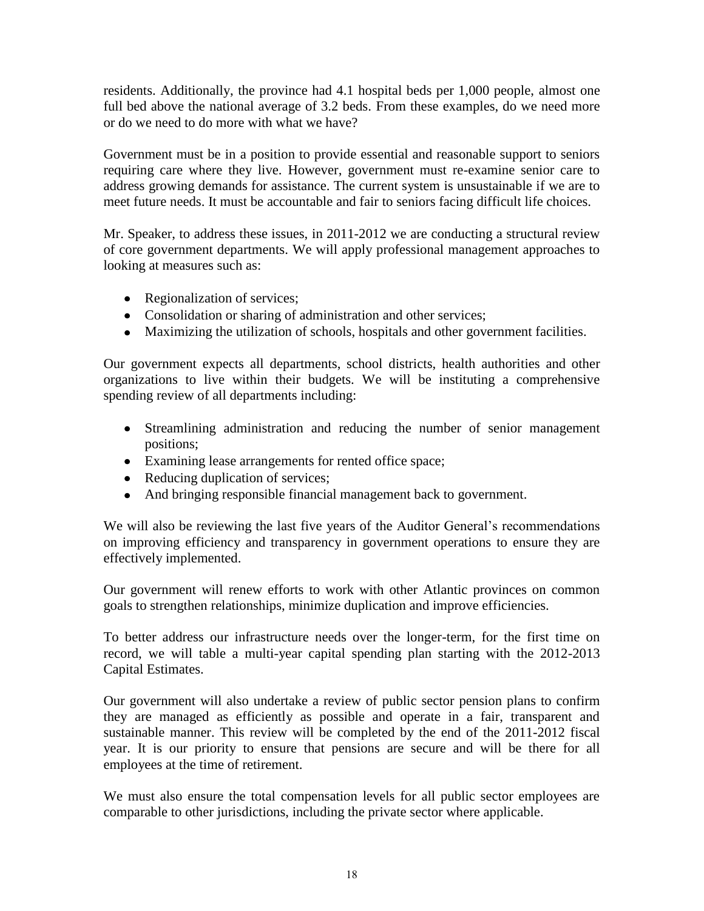residents. Additionally, the province had 4.1 hospital beds per 1,000 people, almost one full bed above the national average of 3.2 beds. From these examples, do we need more or do we need to do more with what we have?

Government must be in a position to provide essential and reasonable support to seniors requiring care where they live. However, government must re-examine senior care to address growing demands for assistance. The current system is unsustainable if we are to meet future needs. It must be accountable and fair to seniors facing difficult life choices.

Mr. Speaker, to address these issues, in 2011-2012 we are conducting a structural review of core government departments. We will apply professional management approaches to looking at measures such as:

- Regionalization of services;
- Consolidation or sharing of administration and other services;
- Maximizing the utilization of schools, hospitals and other government facilities.

Our government expects all departments, school districts, health authorities and other organizations to live within their budgets. We will be instituting a comprehensive spending review of all departments including:

- Streamlining administration and reducing the number of senior management positions;
- Examining lease arrangements for rented office space;
- Reducing duplication of services;
- And bringing responsible financial management back to government.

We will also be reviewing the last five years of the Auditor General's recommendations on improving efficiency and transparency in government operations to ensure they are effectively implemented.

Our government will renew efforts to work with other Atlantic provinces on common goals to strengthen relationships, minimize duplication and improve efficiencies.

To better address our infrastructure needs over the longer-term, for the first time on record, we will table a multi-year capital spending plan starting with the 2012-2013 Capital Estimates.

Our government will also undertake a review of public sector pension plans to confirm they are managed as efficiently as possible and operate in a fair, transparent and sustainable manner. This review will be completed by the end of the 2011-2012 fiscal year. It is our priority to ensure that pensions are secure and will be there for all employees at the time of retirement.

We must also ensure the total compensation levels for all public sector employees are comparable to other jurisdictions, including the private sector where applicable.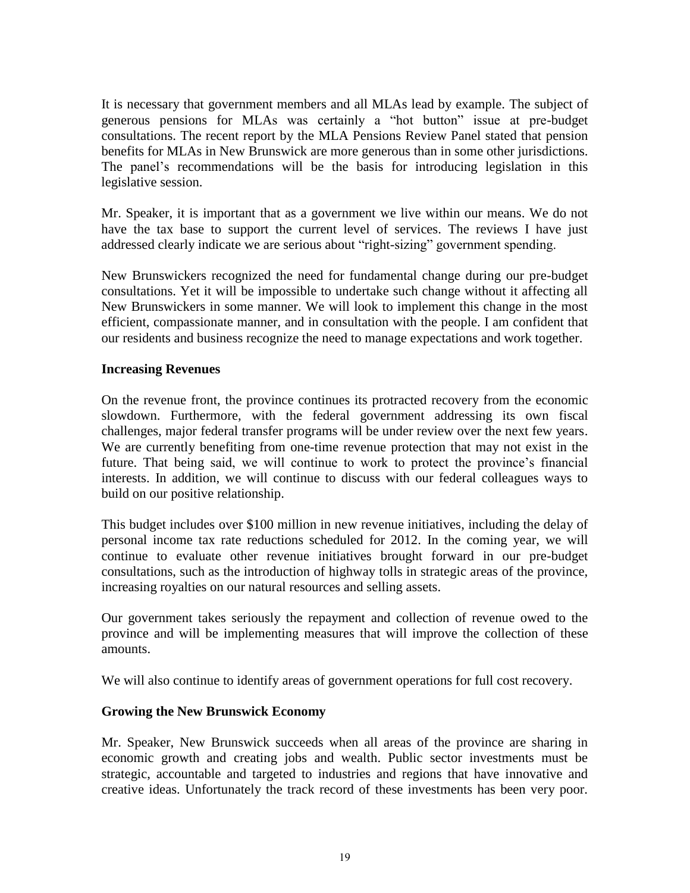It is necessary that government members and all MLAs lead by example. The subject of generous pensions for MLAs was certainly a “hot button” issue at pre-budget consultations. The recent report by the MLA Pensions Review Panel stated that pension benefits for MLAs in New Brunswick are more generous than in some other jurisdictions. The panel’s recommendations will be the basis for introducing legislation in this legislative session.

Mr. Speaker, it is important that as a government we live within our means. We do not have the tax base to support the current level of services. The reviews I have just addressed clearly indicate we are serious about “right-sizing” government spending.

New Brunswickers recognized the need for fundamental change during our pre-budget consultations. Yet it will be impossible to undertake such change without it affecting all New Brunswickers in some manner. We will look to implement this change in the most efficient, compassionate manner, and in consultation with the people. I am confident that our residents and business recognize the need to manage expectations and work together.

**Increasing Revenues**

On the revenue front, the province continues its protracted recovery from the economic slowdown. Furthermore, with the federal government addressing its own fiscal challenges, major federal transfer programs will be under review over the next few years. We are currently benefiting from one-time revenue protection that may not exist in the future. That being said, we will continue to work to protect the province’s financial interests. In addition, we will continue to discuss with our federal colleagues ways to build on our positive relationship.

This budget includes over $100 million in new revenue initiatives, including the delay of personal income tax rate reductions scheduled for 2012. In the coming year, we will continue to evaluate other revenue initiatives brought forward in our pre-budget consultations, such as the introduction of highway tolls in strategic areas of the province, increasing royalties on our natural resources and selling assets.

Our government takes seriously the repayment and collection of revenue owed to the province and will be implementing measures that will improve the collection of these amounts.

We will also continue to identify areas of government operations for full cost recovery.

**Growing the New Brunswick Economy**

Mr. Speaker, New Brunswick succeeds when all areas of the province are sharing in economic growth and creating jobs and wealth. Public sector investments must be strategic, accountable and targeted to industries and regions that have innovative and creative ideas. Unfortunately the track record of these investments has been very poor.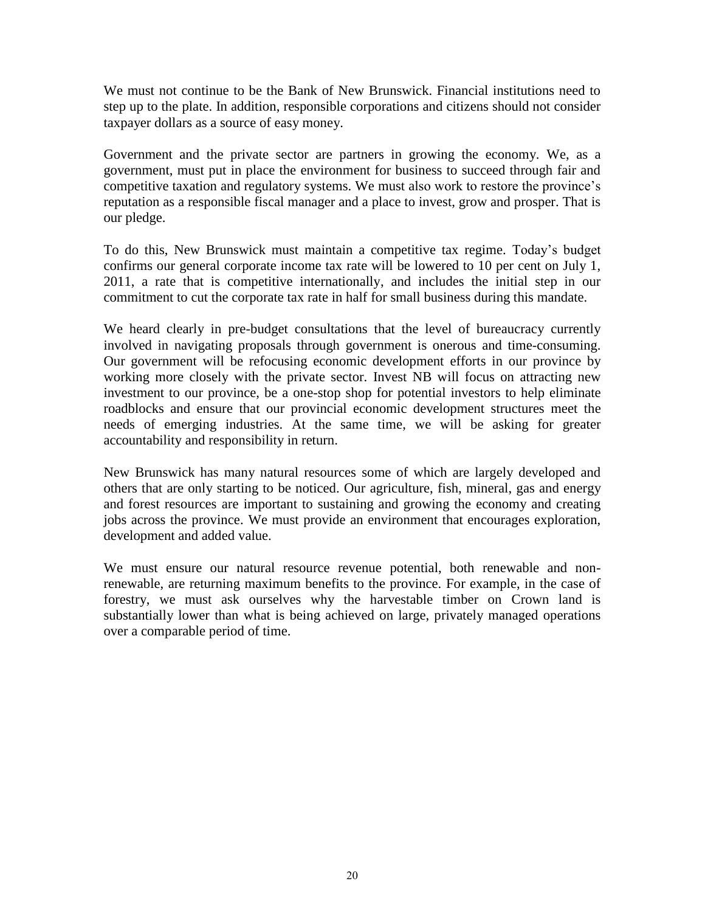We must not continue to be the Bank of New Brunswick. Financial institutions need to step up to the plate. In addition, responsible corporations and citizens should not consider taxpayer dollars as a source of easy money.

Government and the private sector are partners in growing the economy. We, as a government, must put in place the environment for business to succeed through fair and competitive taxation and regulatory systems. We must also work to restore the province's reputation as a responsible fiscal manager and a place to invest, grow and prosper. That is our pledge.

To do this, New Brunswick must maintain a competitive tax regime. Today's budget confirms our general corporate income tax rate will be lowered to 10 per cent on July 1, 2011, a rate that is competitive internationally, and includes the initial step in our commitment to cut the corporate tax rate in half for small business during this mandate.

We heard clearly in pre-budget consultations that the level of bureaucracy currently involved in navigating proposals through government is onerous and time-consuming. Our government will be refocusing economic development efforts in our province by working more closely with the private sector. Invest NB will focus on attracting new investment to our province, be a one-stop shop for potential investors to help eliminate roadblocks and ensure that our provincial economic development structures meet the needs of emerging industries. At the same time, we will be asking for greater accountability and responsibility in return.

New Brunswick has many natural resources some of which are largely developed and others that are only starting to be noticed. Our agriculture, fish, mineral, gas and energy and forest resources are important to sustaining and growing the economy and creating jobs across the province. We must provide an environment that encourages exploration, development and added value.

We must ensure our natural resource revenue potential, both renewable and non-renewable, are returning maximum benefits to the province. For example, in the case of forestry, we must ask ourselves why the harvestable timber on Crown land is substantially lower than what is being achieved on large, privately managed operations over a comparable period of time.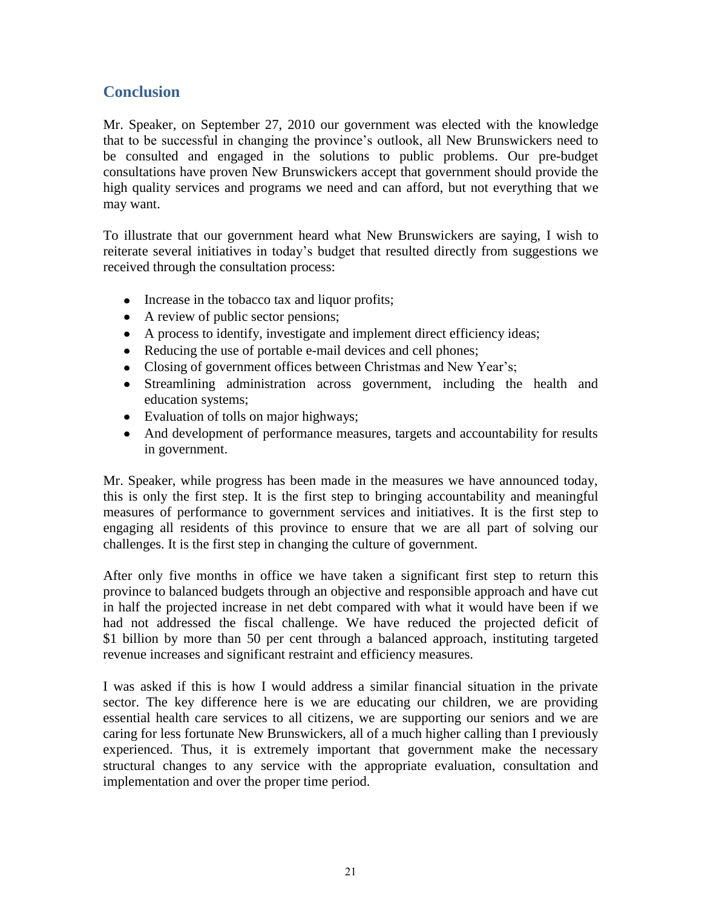## Conclusion

Mr. Speaker, on September 27, 2010 our government was elected with the knowledge that to be successful in changing the province's outlook, all New Brunswickers need to be consulted and engaged in the solutions to public problems. Our pre-budget consultations have proven New Brunswickers accept that government should provide the high quality services and programs we need and can afford, but not everything that we may want.

To illustrate that our government heard what New Brunswickers are saying, I wish to reiterate several initiatives in today's budget that resulted directly from suggestions we received through the consultation process:

- Increase in the tobacco tax and liquor profits;
- A review of public sector pensions;
- A process to identify, investigate and implement direct efficiency ideas;
- Reducing the use of portable e-mail devices and cell phones;
- Closing of government offices between Christmas and New Year's;
- Streamlining administration across government, including the health and education systems;
- Evaluation of tolls on major highways;
- And development of performance measures, targets and accountability for results in government.

Mr. Speaker, while progress has been made in the measures we have announced today, this is only the first step. It is the first step to bringing accountability and meaningful measures of performance to government services and initiatives. It is the first step to engaging all residents of this province to ensure that we are all part of solving our challenges. It is the first step in changing the culture of government.

After only five months in office we have taken a significant first step to return this province to balanced budgets through an objective and responsible approach and have cut in half the projected increase in net debt compared with what it would have been if we had not addressed the fiscal challenge. We have reduced the projected deficit of $1 billion by more than 50 per cent through a balanced approach, instituting targeted revenue increases and significant restraint and efficiency measures.

I was asked if this is how I would address a similar financial situation in the private sector. The key difference here is we are educating our children, we are providing essential health care services to all citizens, we are supporting our seniors and we are caring for less fortunate New Brunswickers, all of a much higher calling than I previously experienced. Thus, it is extremely important that government make the necessary structural changes to any service with the appropriate evaluation, consultation and implementation and over the proper time period.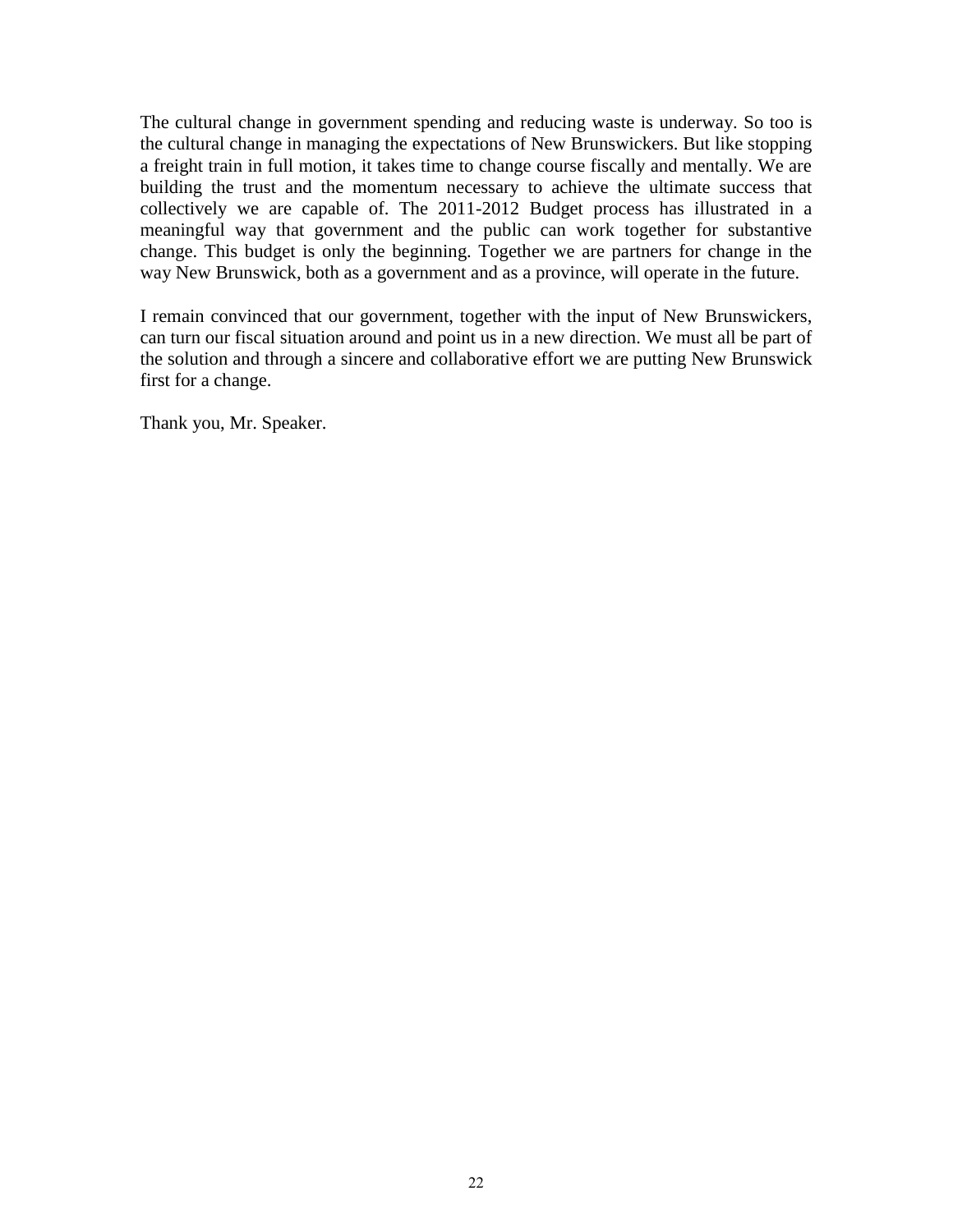The cultural change in government spending and reducing waste is underway. So too is the cultural change in managing the expectations of New Brunswickers. But like stopping a freight train in full motion, it takes time to change course fiscally and mentally. We are building the trust and the momentum necessary to achieve the ultimate success that collectively we are capable of. The 2011-2012 Budget process has illustrated in a meaningful way that government and the public can work together for substantive change. This budget is only the beginning. Together we are partners for change in the way New Brunswick, both as a government and as a province, will operate in the future.

I remain convinced that our government, together with the input of New Brunswickers, can turn our fiscal situation around and point us in a new direction. We must all be part of the solution and through a sincere and collaborative effort we are putting New Brunswick first for a change.

Thank you, Mr. Speaker.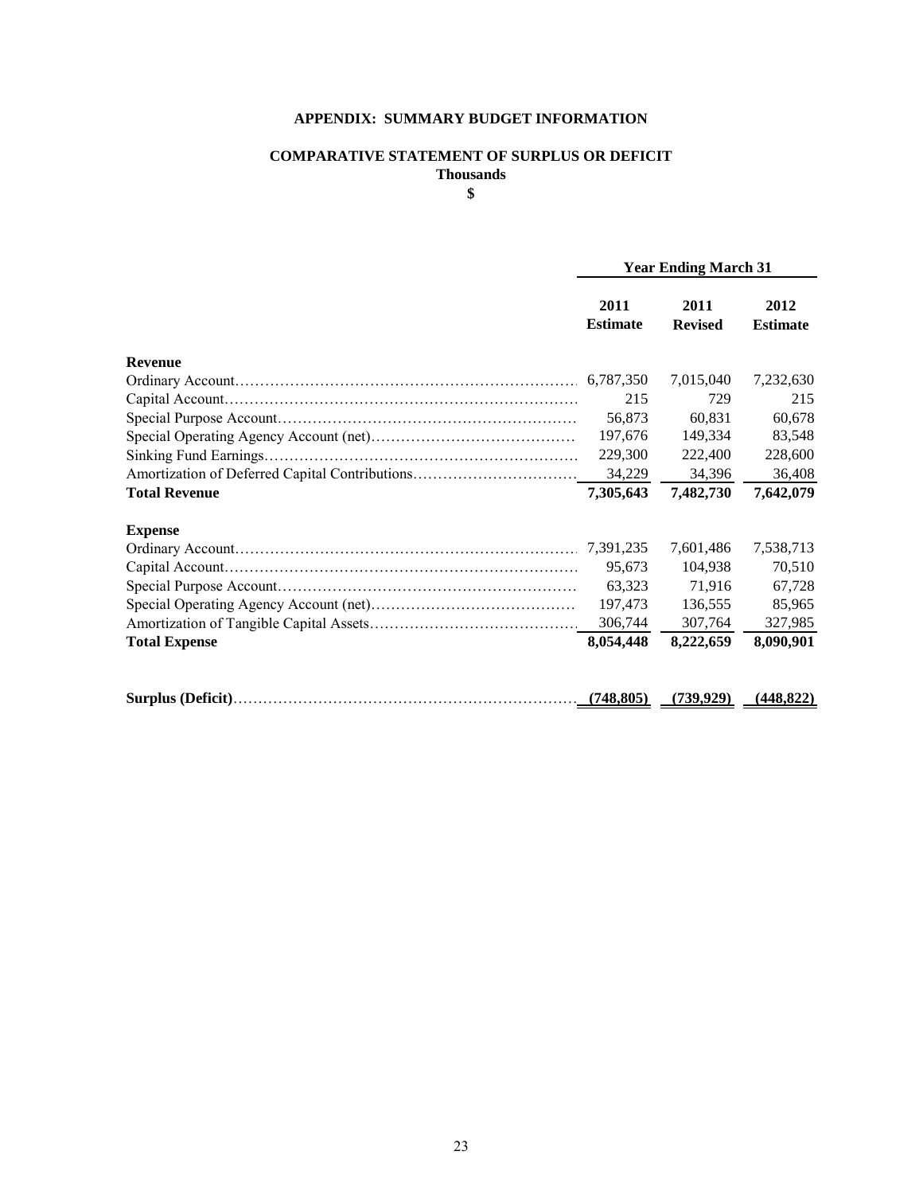## APPENDIX: SUMMARY BUDGET INFORMATION

### COMPARATIVE STATEMENT OF SURPLUS OR DEFICIT

**Thousands**

**$**

| | Year Ending March 31 | | |
|---|---|---|---|
| | **2011 Estimate** | **2011 Revised** | **2012 Estimate** |
| **Revenue** | | | |
| Ordinary Account | 6,787,350 | 7,015,040 | 7,232,630 |
| Capital Account | 215 | 729 | 215 |
| Special Purpose Account | 56,873 | 60,831 | 60,678 |
| Special Operating Agency Account (net) | 197,676 | 149,334 | 83,548 |
| Sinking Fund Earnings | 229,300 | 222,400 | 228,600 |
| Amortization of Deferred Capital Contributions | 34,229 | 34,396 | 36,408 |
| **Total Revenue** | **7,305,643** | **7,482,730** | **7,642,079** |
| **Expense** | | | |
| Ordinary Account | 7,391,235 | 7,601,486 | 7,538,713 |
| Capital Account | 95,673 | 104,938 | 70,510 |
| Special Purpose Account | 63,323 | 71,916 | 67,728 |
| Special Operating Agency Account (net) | 197,473 | 136,555 | 85,965 |
| Amortization of Tangible Capital Assets | 306,744 | 307,764 | 327,985 |
| **Total Expense** | **8,054,448** | **8,222,659** | **8,090,901** |
| **Surplus (Deficit)** | **(748,805)** | **(739,929)** | **(448,822)** |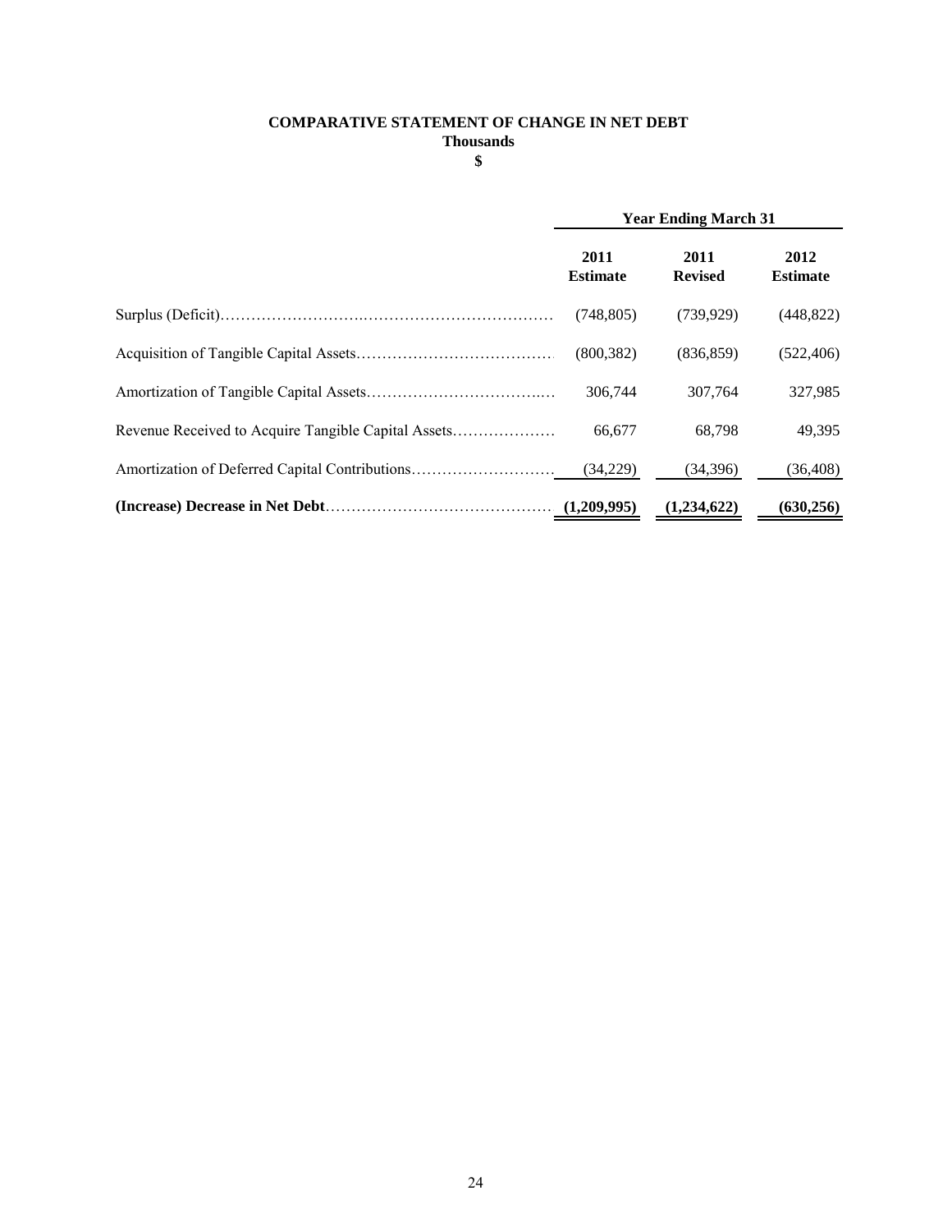# COMPARATIVE STATEMENT OF CHANGE IN NET DEBT

**Thousands**

**$**

| | Year Ending March 31 | | |
|---|---|---|---|
| | **2011 Estimate** | **2011 Revised** | **2012 Estimate** |
| Surplus (Deficit) | (748,805) | (739,929) | (448,822) |
| Acquisition of Tangible Capital Assets | (800,382) | (836,859) | (522,406) |
| Amortization of Tangible Capital Assets | 306,744 | 307,764 | 327,985 |
| Revenue Received to Acquire Tangible Capital Assets | 66,677 | 68,798 | 49,395 |
| Amortization of Deferred Capital Contributions | (34,229) | (34,396) | (36,408) |
| **(Increase) Decrease in Net Debt** | **(1,209,995)** | **(1,234,622)** | **(630,256)** |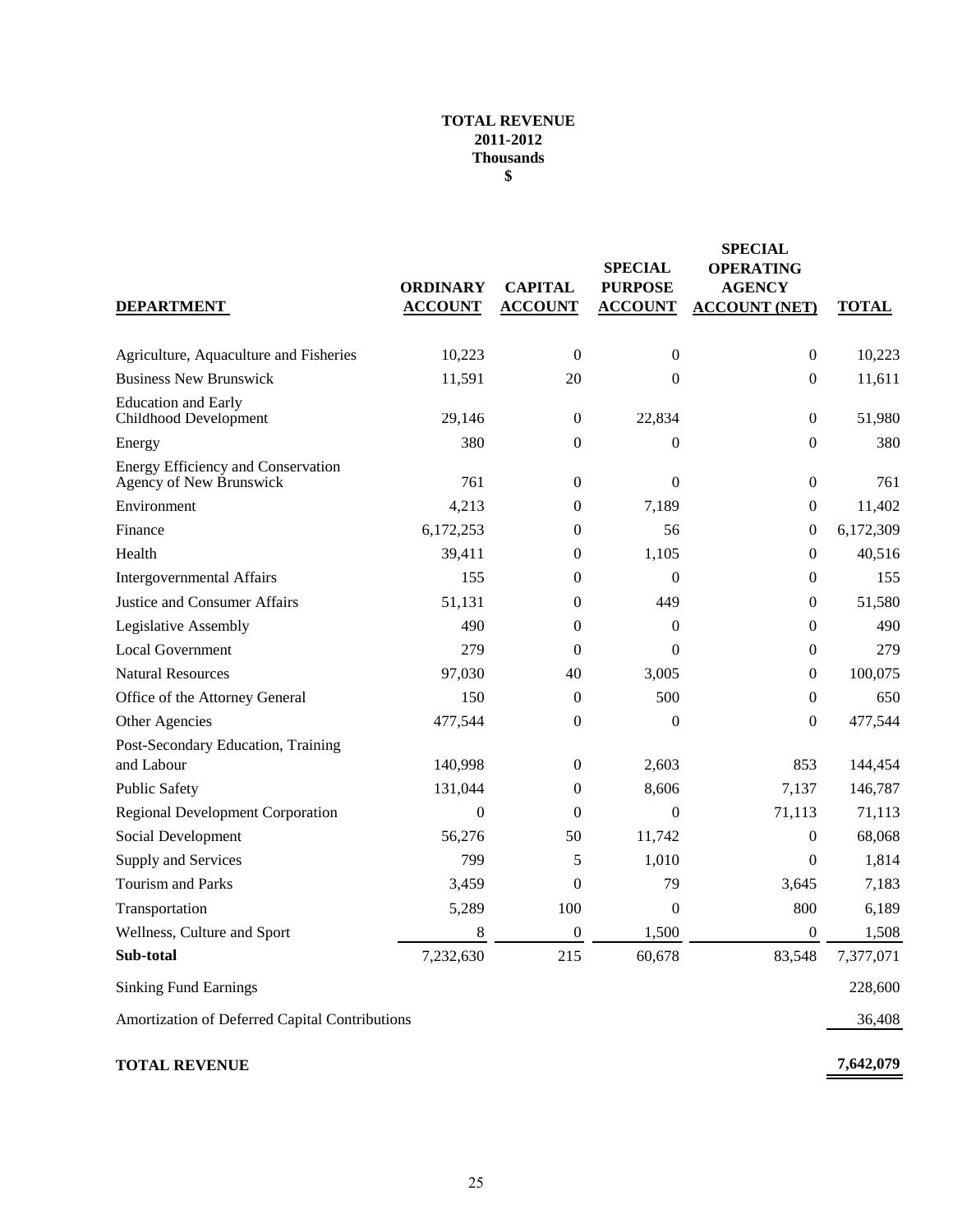# TOTAL REVENUE
## 2011-2012
### Thousands
### $

| DEPARTMENT | ORDINARY ACCOUNT | CAPITAL ACCOUNT | SPECIAL PURPOSE ACCOUNT | SPECIAL OPERATING AGENCY ACCOUNT (NET) | TOTAL |
|---|---|---|---|---|---|
| Agriculture, Aquaculture and Fisheries | 10,223 | 0 | 0 | 0 | 10,223 |
| Business New Brunswick | 11,591 | 20 | 0 | 0 | 11,611 |
| Education and Early Childhood Development | 29,146 | 0 | 22,834 | 0 | 51,980 |
| Energy | 380 | 0 | 0 | 0 | 380 |
| Energy Efficiency and Conservation Agency of New Brunswick | 761 | 0 | 0 | 0 | 761 |
| Environment | 4,213 | 0 | 7,189 | 0 | 11,402 |
| Finance | 6,172,253 | 0 | 56 | 0 | 6,172,309 |
| Health | 39,411 | 0 | 1,105 | 0 | 40,516 |
| Intergovernmental Affairs | 155 | 0 | 0 | 0 | 155 |
| Justice and Consumer Affairs | 51,131 | 0 | 449 | 0 | 51,580 |
| Legislative Assembly | 490 | 0 | 0 | 0 | 490 |
| Local Government | 279 | 0 | 0 | 0 | 279 |
| Natural Resources | 97,030 | 40 | 3,005 | 0 | 100,075 |
| Office of the Attorney General | 150 | 0 | 500 | 0 | 650 |
| Other Agencies | 477,544 | 0 | 0 | 0 | 477,544 |
| Post-Secondary Education, Training and Labour | 140,998 | 0 | 2,603 | 853 | 144,454 |
| Public Safety | 131,044 | 0 | 8,606 | 7,137 | 146,787 |
| Regional Development Corporation | 0 | 0 | 0 | 71,113 | 71,113 |
| Social Development | 56,276 | 50 | 11,742 | 0 | 68,068 |
| Supply and Services | 799 | 5 | 1,010 | 0 | 1,814 |
| Tourism and Parks | 3,459 | 0 | 79 | 3,645 | 7,183 |
| Transportation | 5,289 | 100 | 0 | 800 | 6,189 |
| Wellness, Culture and Sport | 8 | 0 | 1,500 | 0 | 1,508 |
| **Sub-total** | 7,232,630 | 215 | 60,678 | 83,548 | 7,377,071 |
| Sinking Fund Earnings | | | | | 228,600 |
| Amortization of Deferred Capital Contributions | | | | | 36,408 |
| **TOTAL REVENUE** | | | | | **7,642,079** |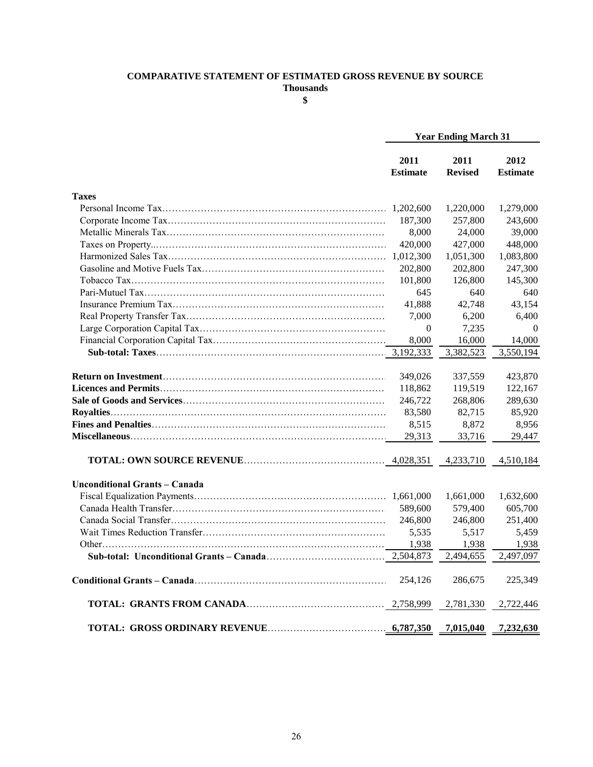# COMPARATIVE STATEMENT OF ESTIMATED GROSS REVENUE BY SOURCE

**Thousands**

**$**

| | Year Ending March 31 | | |
|---|---|---|---|
| | **2011 Estimate** | **2011 Revised** | **2012 Estimate** |
| **Taxes** | | | |
| Personal Income Tax | 1,202,600 | 1,220,000 | 1,279,000 |
| Corporate Income Tax | 187,300 | 257,800 | 243,600 |
| Metallic Minerals Tax | 8,000 | 24,000 | 39,000 |
| Taxes on Property | 420,000 | 427,000 | 448,000 |
| Harmonized Sales Tax | 1,012,300 | 1,051,300 | 1,083,800 |
| Gasoline and Motive Fuels Tax | 202,800 | 202,800 | 247,300 |
| Tobacco Tax | 101,800 | 126,800 | 145,300 |
| Pari-Mutuel Tax | 645 | 640 | 640 |
| Insurance Premium Tax | 41,888 | 42,748 | 43,154 |
| Real Property Transfer Tax | 7,000 | 6,200 | 6,400 |
| Large Corporation Capital Tax | 0 | 7,235 | 0 |
| Financial Corporation Capital Tax | 8,000 | 16,000 | 14,000 |
| **Sub-total: Taxes** | 3,192,333 | 3,382,523 | 3,550,194 |
| **Return on Investment** | 349,026 | 337,559 | 423,870 |
| **Licences and Permits** | 118,862 | 119,519 | 122,167 |
| **Sale of Goods and Services** | 246,722 | 268,806 | 289,630 |
| **Royalties** | 83,580 | 82,715 | 85,920 |
| **Fines and Penalties** | 8,515 | 8,872 | 8,956 |
| **Miscellaneous** | 29,313 | 33,716 | 29,447 |
| **TOTAL: OWN SOURCE REVENUE** | 4,028,351 | 4,233,710 | 4,510,184 |
| **Unconditional Grants – Canada** | | | |
| Fiscal Equalization Payments | 1,661,000 | 1,661,000 | 1,632,600 |
| Canada Health Transfer | 589,600 | 579,400 | 605,700 |
| Canada Social Transfer | 246,800 | 246,800 | 251,400 |
| Wait Times Reduction Transfer | 5,535 | 5,517 | 5,459 |
| Other | 1,938 | 1,938 | 1,938 |
| **Sub-total: Unconditional Grants – Canada** | 2,504,873 | 2,494,655 | 2,497,097 |
| **Conditional Grants – Canada** | 254,126 | 286,675 | 225,349 |
| **TOTAL: GRANTS FROM CANADA** | 2,758,999 | 2,781,330 | 2,722,446 |
| **TOTAL: GROSS ORDINARY REVENUE** | **6,787,350** | **7,015,040** | **7,232,630** |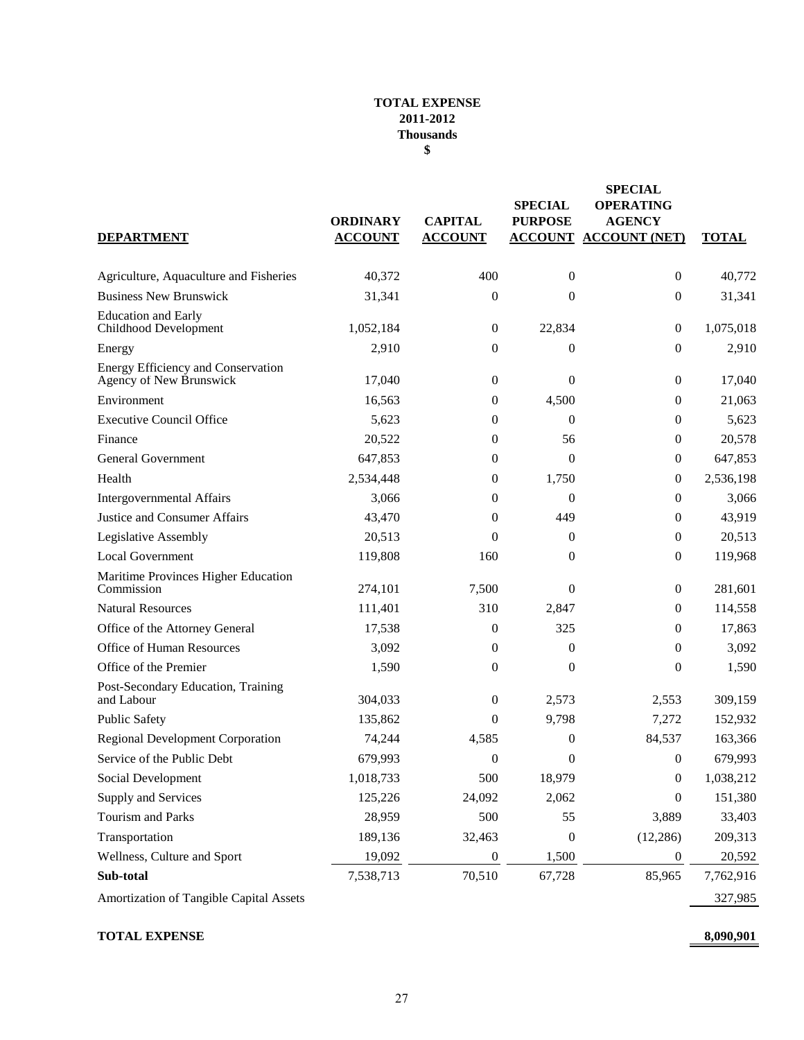**TOTAL EXPENSE**
**2011-2012**
**Thousands**
**$**

| DEPARTMENT | ORDINARY ACCOUNT | CAPITAL ACCOUNT | SPECIAL PURPOSE ACCOUNT | SPECIAL OPERATING AGENCY ACCOUNT (NET) | TOTAL |
|---|---|---|---|---|---|
| Agriculture, Aquaculture and Fisheries | 40,372 | 400 | 0 | 0 | 40,772 |
| Business New Brunswick | 31,341 | 0 | 0 | 0 | 31,341 |
| Education and Early Childhood Development | 1,052,184 | 0 | 22,834 | 0 | 1,075,018 |
| Energy | 2,910 | 0 | 0 | 0 | 2,910 |
| Energy Efficiency and Conservation Agency of New Brunswick | 17,040 | 0 | 0 | 0 | 17,040 |
| Environment | 16,563 | 0 | 4,500 | 0 | 21,063 |
| Executive Council Office | 5,623 | 0 | 0 | 0 | 5,623 |
| Finance | 20,522 | 0 | 56 | 0 | 20,578 |
| General Government | 647,853 | 0 | 0 | 0 | 647,853 |
| Health | 2,534,448 | 0 | 1,750 | 0 | 2,536,198 |
| Intergovernmental Affairs | 3,066 | 0 | 0 | 0 | 3,066 |
| Justice and Consumer Affairs | 43,470 | 0 | 449 | 0 | 43,919 |
| Legislative Assembly | 20,513 | 0 | 0 | 0 | 20,513 |
| Local Government | 119,808 | 160 | 0 | 0 | 119,968 |
| Maritime Provinces Higher Education Commission | 274,101 | 7,500 | 0 | 0 | 281,601 |
| Natural Resources | 111,401 | 310 | 2,847 | 0 | 114,558 |
| Office of the Attorney General | 17,538 | 0 | 325 | 0 | 17,863 |
| Office of Human Resources | 3,092 | 0 | 0 | 0 | 3,092 |
| Office of the Premier | 1,590 | 0 | 0 | 0 | 1,590 |
| Post-Secondary Education, Training and Labour | 304,033 | 0 | 2,573 | 2,553 | 309,159 |
| Public Safety | 135,862 | 0 | 9,798 | 7,272 | 152,932 |
| Regional Development Corporation | 74,244 | 4,585 | 0 | 84,537 | 163,366 |
| Service of the Public Debt | 679,993 | 0 | 0 | 0 | 679,993 |
| Social Development | 1,018,733 | 500 | 18,979 | 0 | 1,038,212 |
| Supply and Services | 125,226 | 24,092 | 2,062 | 0 | 151,380 |
| Tourism and Parks | 28,959 | 500 | 55 | 3,889 | 33,403 |
| Transportation | 189,136 | 32,463 | 0 | (12,286) | 209,313 |
| Wellness, Culture and Sport | 19,092 | 0 | 1,500 | 0 | 20,592 |
| **Sub-total** | 7,538,713 | 70,510 | 67,728 | 85,965 | 7,762,916 |
| Amortization of Tangible Capital Assets | | | | | 327,985 |
| **TOTAL EXPENSE** | | | | | **8,090,901** |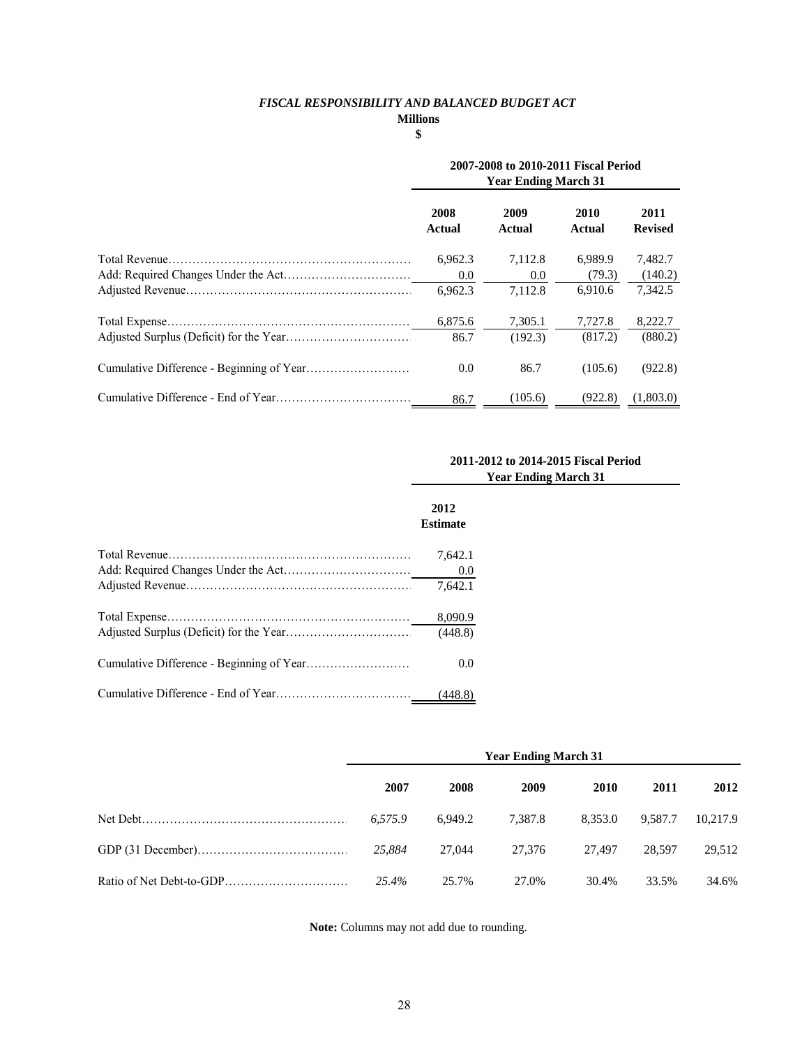## *FISCAL RESPONSIBILITY AND BALANCED BUDGET ACT*

**Millions**

**$**

| | 2007-2008 to 2010-2011 Fiscal Period Year Ending March 31 | | | |
|---|---|---|---|---|
| | **2008 Actual** | **2009 Actual** | **2010 Actual** | **2011 Revised** |
| Total Revenue | 6,962.3 | 7,112.8 | 6,989.9 | 7,482.7 |
| Add: Required Changes Under the Act | 0.0 | 0.0 | (79.3) | (140.2) |
| Adjusted Revenue | 6,962.3 | 7,112.8 | 6,910.6 | 7,342.5 |
| Total Expense | 6,875.6 | 7,305.1 | 7,727.8 | 8,222.7 |
| Adjusted Surplus (Deficit) for the Year | 86.7 | (192.3) | (817.2) | (880.2) |
| Cumulative Difference - Beginning of Year | 0.0 | 86.7 | (105.6) | (922.8) |
| Cumulative Difference - End of Year | 86.7 | (105.6) | (922.8) | (1,803.0) |

| | 2011-2012 to 2014-2015 Fiscal Period Year Ending March 31 |
|---|---|
| | **2012 Estimate** |
| Total Revenue | 7,642.1 |
| Add: Required Changes Under the Act | 0.0 |
| Adjusted Revenue | 7,642.1 |
| Total Expense | 8,090.9 |
| Adjusted Surplus (Deficit) for the Year | (448.8) |
| Cumulative Difference - Beginning of Year | 0.0 |
| Cumulative Difference - End of Year | (448.8) |

| | Year Ending March 31 | | | | | |
|---|---|---|---|---|---|---|
| | **2007** | **2008** | **2009** | **2010** | **2011** | **2012** |
| Net Debt | *6,575.9* | 6,949.2 | 7,387.8 | 8,353.0 | 9,587.7 | 10,217.9 |
| GDP (31 December) | *25,884* | 27,044 | 27,376 | 27,497 | 28,597 | 29,512 |
| Ratio of Net Debt-to-GDP | *25.4%* | 25.7% | 27.0% | 30.4% | 33.5% | 34.6% |

**Note:** Columns may not add due to rounding.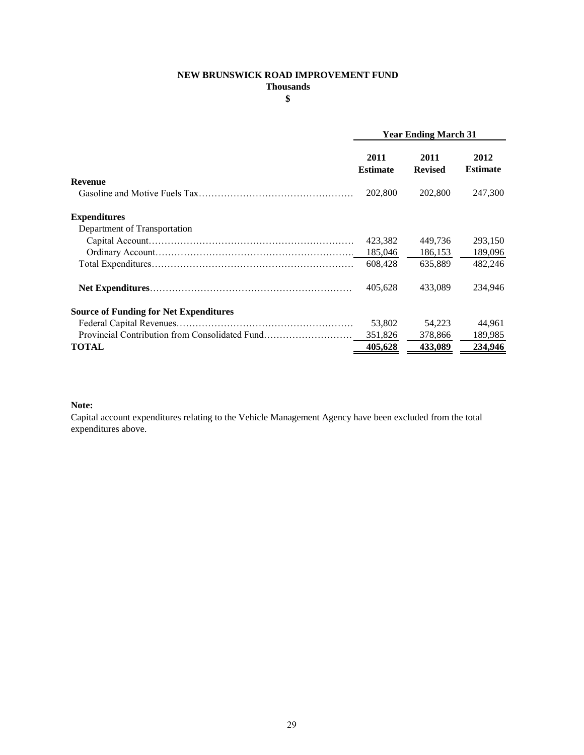# NEW BRUNSWICK ROAD IMPROVEMENT FUND

**Thousands**

**$**

| | Year Ending March 31 | | |
|---|---|---|---|
| | **2011 Estimate** | **2011 Revised** | **2012 Estimate** |
| **Revenue** | | | |
| Gasoline and Motive Fuels Tax | 202,800 | 202,800 | 247,300 |
| **Expenditures** | | | |
| Department of Transportation | | | |
| Capital Account | 423,382 | 449,736 | 293,150 |
| Ordinary Account | 185,046 | 186,153 | 189,096 |
| Total Expenditures | 608,428 | 635,889 | 482,246 |
| **Net Expenditures** | 405,628 | 433,089 | 234,946 |
| **Source of Funding for Net Expenditures** | | | |
| Federal Capital Revenues | 53,802 | 54,223 | 44,961 |
| Provincial Contribution from Consolidated Fund | 351,826 | 378,866 | 189,985 |
| **TOTAL** | **405,628** | **433,089** | **234,946** |

**Note:**

Capital account expenditures relating to the Vehicle Management Agency have been excluded from the total expenditures above.